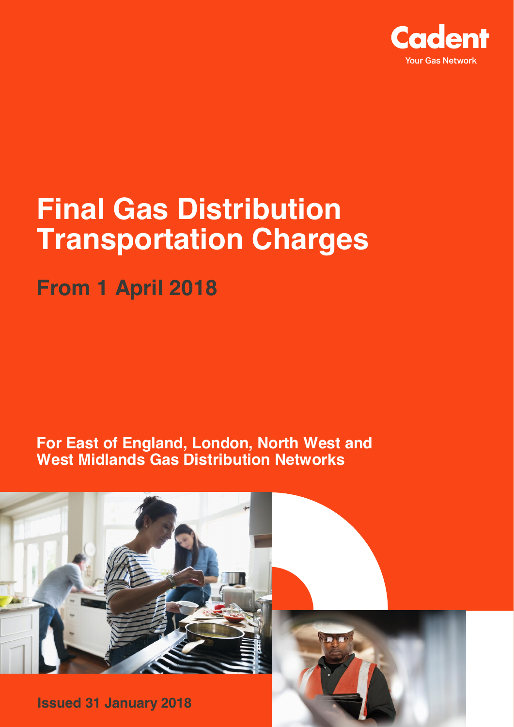Cadent

Your Gas Network

# Final Gas Distribution Transportation Charges

## From 1 April 2018

**For East of England, London, North West and West Midlands Gas Distribution Networks**

**Issued 31 January 2018**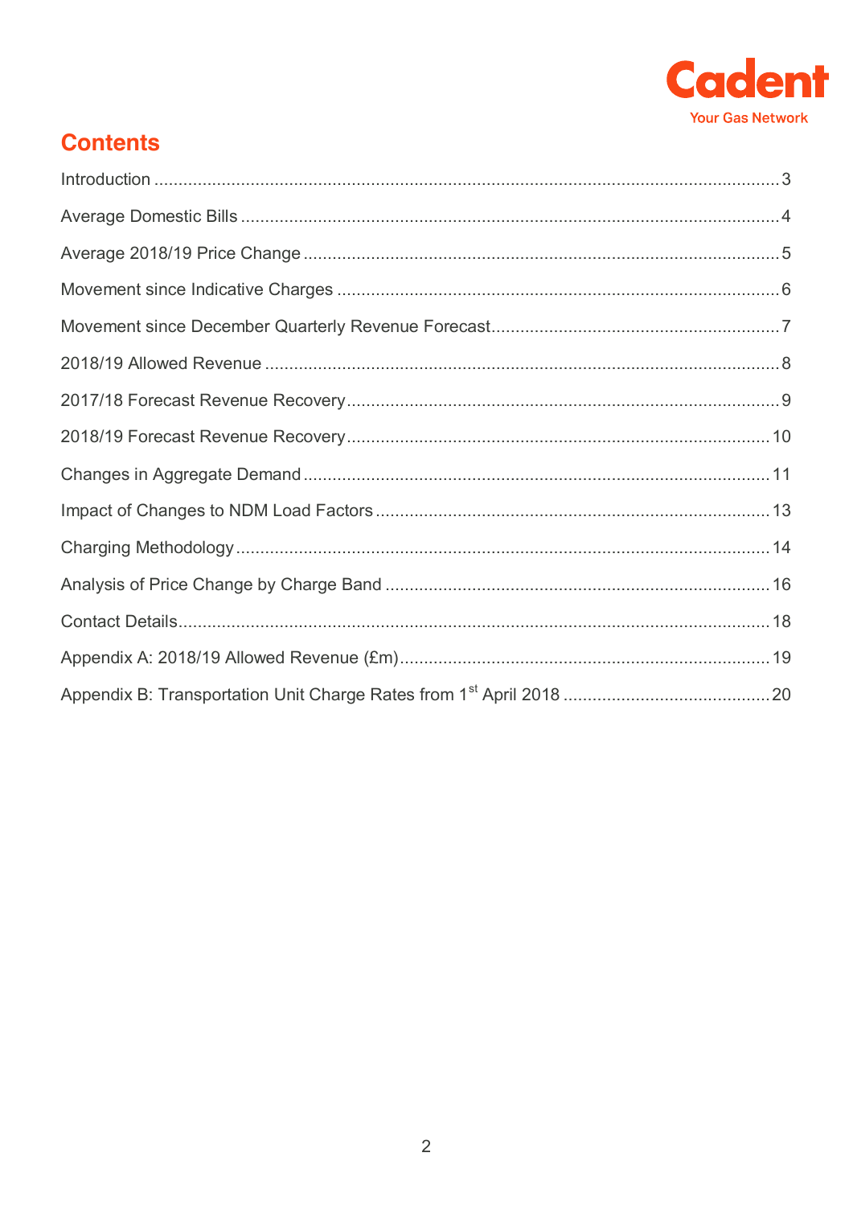## Contents

Introduction ... 3

Average Domestic Bills ... 4

Average 2018/19 Price Change ... 5

Movement since Indicative Charges ... 6

Movement since December Quarterly Revenue Forecast ... 7

2018/19 Allowed Revenue ... 8

2017/18 Forecast Revenue Recovery ... 9

2018/19 Forecast Revenue Recovery ... 10

Changes in Aggregate Demand ... 11

Impact of Changes to NDM Load Factors ... 13

Charging Methodology ... 14

Analysis of Price Change by Charge Band ... 16

Contact Details ... 18

Appendix A: 2018/19 Allowed Revenue (£m) ... 19

Appendix B: Transportation Unit Charge Rates from 1st April 2018 ... 20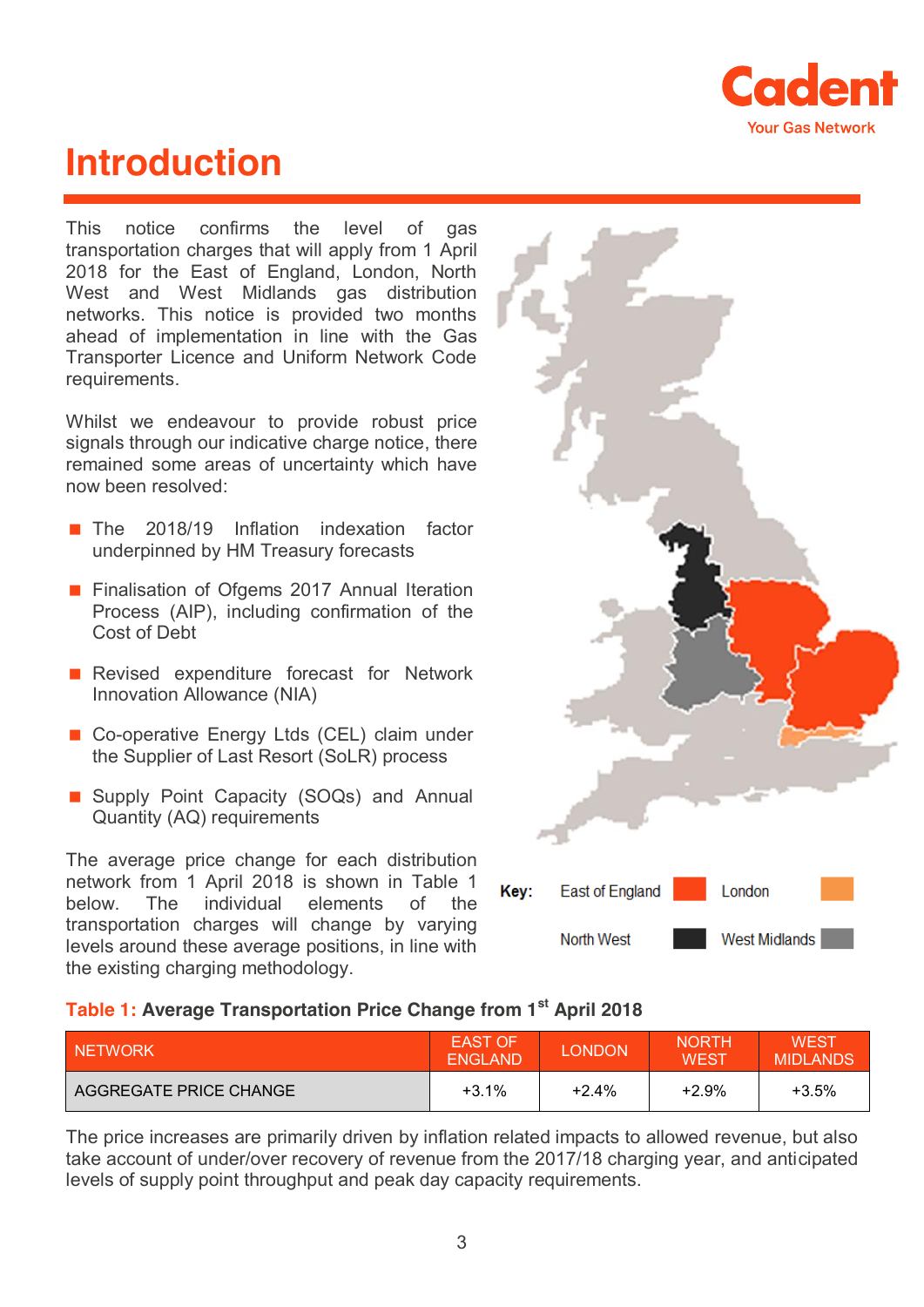# Introduction

This notice confirms the level of gas transportation charges that will apply from 1 April 2018 for the East of England, London, North West and West Midlands gas distribution networks. This notice is provided two months ahead of implementation in line with the Gas Transporter Licence and Uniform Network Code requirements.

Whilst we endeavour to provide robust price signals through our indicative charge notice, there remained some areas of uncertainty which have now been resolved:

- The 2018/19 Inflation indexation factor underpinned by HM Treasury forecasts
- Finalisation of Ofgems 2017 Annual Iteration Process (AIP), including confirmation of the Cost of Debt
- Revised expenditure forecast for Network Innovation Allowance (NIA)
- Co-operative Energy Ltds (CEL) claim under the Supplier of Last Resort (SoLR) process
- Supply Point Capacity (SOQs) and Annual Quantity (AQ) requirements

The average price change for each distribution network from 1 April 2018 is shown in Table 1 below. The individual elements of the transportation charges will change by varying levels around these average positions, in line with the existing charging methodology.

**Key:** East of England, London, North West, West Midlands

**Table 1: Average Transportation Price Change from 1st April 2018**

| NETWORK | EAST OF ENGLAND | LONDON | NORTH WEST | WEST MIDLANDS |
|---|---|---|---|---|
| AGGREGATE PRICE CHANGE | +3.1% | +2.4% | +2.9% | +3.5% |

The price increases are primarily driven by inflation related impacts to allowed revenue, but also take account of under/over recovery of revenue from the 2017/18 charging year, and anticipated levels of supply point throughput and peak day capacity requirements.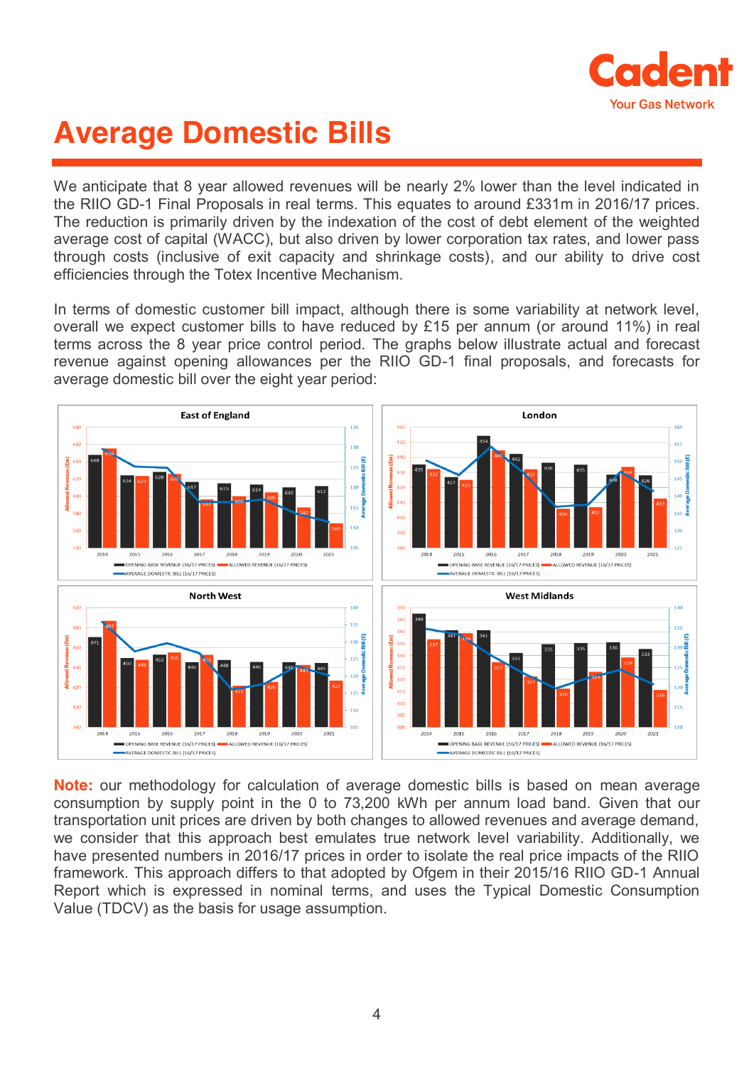# Average Domestic Bills

We anticipate that 8 year allowed revenues will be nearly 2% lower than the level indicated in the RIIO GD-1 Final Proposals in real terms. This equates to around £331m in 2016/17 prices. The reduction is primarily driven by the indexation of the cost of debt element of the weighted average cost of capital (WACC), but also driven by lower corporation tax rates, and lower pass through costs (inclusive of exit capacity and shrinkage costs), and our ability to drive cost efficiencies through the Totex Incentive Mechanism.

In terms of domestic customer bill impact, although there is some variability at network level, overall we expect customer bills to have reduced by £15 per annum (or around 11%) in real terms across the 8 year price control period. The graphs below illustrate actual and forecast revenue against opening allowances per the RIIO GD-1 final proposals, and forecasts for average domestic bill over the eight year period:

**East of England**

| Year | Opening Base Revenue (16/17 prices) (£m) | Allowed Revenue (16/17 prices) (£m) |
|---|---|---|
| 2014 | 648 | 656 |
| 2015 | 624 | 623 |
| 2016 | 628 | 626 |
| 2017 | 617 | 597 |
| 2018 | 615 | 600 |
| 2019 | 614 | 605 |
| 2020 | 610 | 587 |
| 2021 | 612 | 569 |

**London**

| Year | Opening Base Revenue (16/17 prices) (£m) | Allowed Revenue (16/17 prices) (£m) |
|---|---|---|
| 2014 | 435 | 432 |
| 2015 | 427 | 425 |
| 2016 | 454 | 445 |
| 2017 | 442 | 432 |
| 2018 | 436 | 406 |
| 2019 | 435 | 407 |
| 2020 | 428 | 434 |
| 2021 | 428 | 413 |

**North West**

| Year | Opening Base Revenue (16/17 prices) (£m) | Allowed Revenue (16/17 prices) (£m) |
|---|---|---|
| 2014 | 471 | 487 |
| 2015 | 450 | 448 |
| 2016 | 453 | 455 |
| 2017 | 446 | 452 |
| 2018 | 448 | 422 |
| 2019 | 446 | 426 |
| 2020 | 445 | 443 |
| 2021 | 445 | 422 |

**West Midlands**

| Year | Opening Base Revenue (16/17 prices) (£m) | Allowed Revenue (16/17 prices) (£m) |
|---|---|---|
| 2014 | 348 | 337 |
| 2015 | 341 | 339 |
| 2016 | 341 | 327 |
| 2017 | 331 | 321 |
| 2018 | 335 | 316 |
| 2019 | 335 | 323 |
| 2020 | 336 | 329 |
| 2021 | 333 | 316 |

Legend: Opening Base Revenue (16/17 prices); Allowed Revenue (16/17 prices); Average Domestic Bill (16/17 prices)

**Note:** our methodology for calculation of average domestic bills is based on mean average consumption by supply point in the 0 to 73,200 kWh per annum load band. Given that our transportation unit prices are driven by both changes to allowed revenues and average demand, we consider that this approach best emulates true network level variability. Additionally, we have presented numbers in 2016/17 prices in order to isolate the real price impacts of the RIIO framework. This approach differs to that adopted by Ofgem in their 2015/16 RIIO GD-1 Annual Report which is expressed in nominal terms, and uses the Typical Domestic Consumption Value (TDCV) as the basis for usage assumption.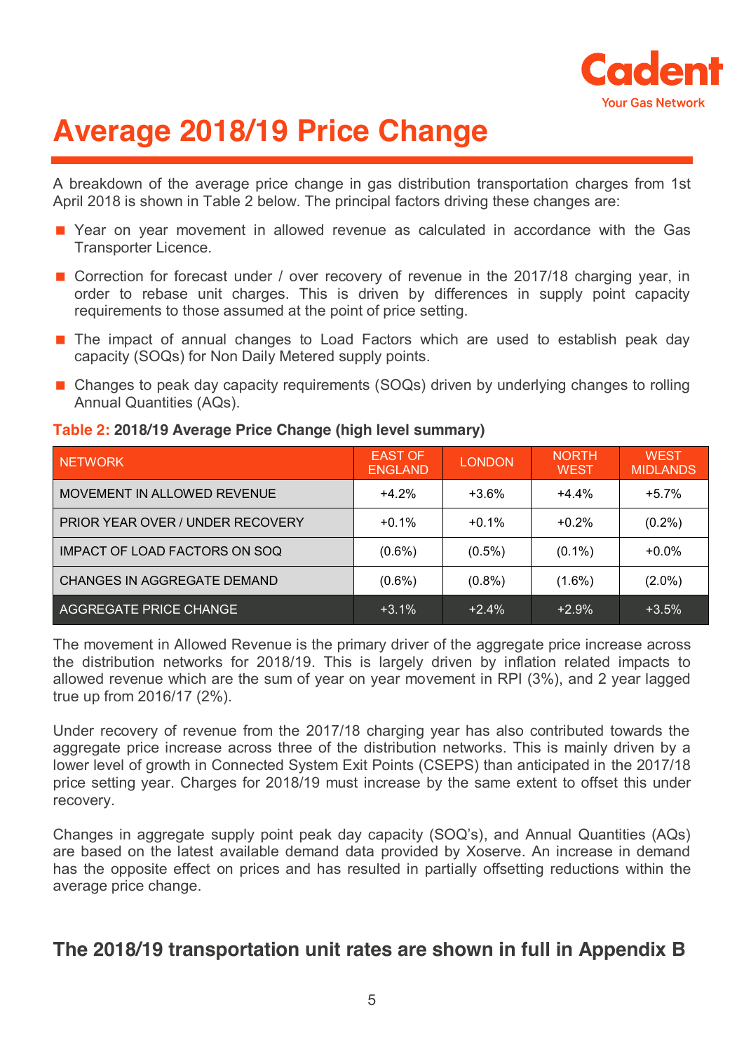# Average 2018/19 Price Change

A breakdown of the average price change in gas distribution transportation charges from 1st April 2018 is shown in Table 2 below. The principal factors driving these changes are:

- Year on year movement in allowed revenue as calculated in accordance with the Gas Transporter Licence.
- Correction for forecast under / over recovery of revenue in the 2017/18 charging year, in order to rebase unit charges. This is driven by differences in supply point capacity requirements to those assumed at the point of price setting.
- The impact of annual changes to Load Factors which are used to establish peak day capacity (SOQs) for Non Daily Metered supply points.
- Changes to peak day capacity requirements (SOQs) driven by underlying changes to rolling Annual Quantities (AQs).

**Table 2: 2018/19 Average Price Change (high level summary)**

| NETWORK | EAST OF ENGLAND | LONDON | NORTH WEST | WEST MIDLANDS |
|---|---|---|---|---|
| MOVEMENT IN ALLOWED REVENUE | +4.2% | +3.6% | +4.4% | +5.7% |
| PRIOR YEAR OVER / UNDER RECOVERY | +0.1% | +0.1% | +0.2% | (0.2%) |
| IMPACT OF LOAD FACTORS ON SOQ | (0.6%) | (0.5%) | (0.1%) | +0.0% |
| CHANGES IN AGGREGATE DEMAND | (0.6%) | (0.8%) | (1.6%) | (2.0%) |
| AGGREGATE PRICE CHANGE | +3.1% | +2.4% | +2.9% | +3.5% |

The movement in Allowed Revenue is the primary driver of the aggregate price increase across the distribution networks for 2018/19. This is largely driven by inflation related impacts to allowed revenue which are the sum of year on year movement in RPI (3%), and 2 year lagged true up from 2016/17 (2%).

Under recovery of revenue from the 2017/18 charging year has also contributed towards the aggregate price increase across three of the distribution networks. This is mainly driven by a lower level of growth in Connected System Exit Points (CSEPS) than anticipated in the 2017/18 price setting year. Charges for 2018/19 must increase by the same extent to offset this under recovery.

Changes in aggregate supply point peak day capacity (SOQ's), and Annual Quantities (AQs) are based on the latest available demand data provided by Xoserve. An increase in demand has the opposite effect on prices and has resulted in partially offsetting reductions within the average price change.

## The 2018/19 transportation unit rates are shown in full in Appendix B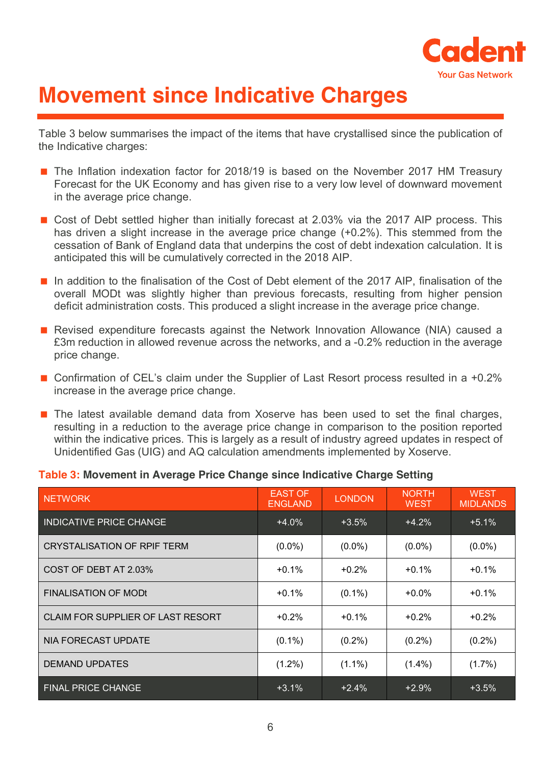# Movement since Indicative Charges

Table 3 below summarises the impact of the items that have crystallised since the publication of the Indicative charges:

- The Inflation indexation factor for 2018/19 is based on the November 2017 HM Treasury Forecast for the UK Economy and has given rise to a very low level of downward movement in the average price change.
- Cost of Debt settled higher than initially forecast at 2.03% via the 2017 AIP process. This has driven a slight increase in the average price change (+0.2%). This stemmed from the cessation of Bank of England data that underpins the cost of debt indexation calculation. It is anticipated this will be cumulatively corrected in the 2018 AIP.
- In addition to the finalisation of the Cost of Debt element of the 2017 AIP, finalisation of the overall MODt was slightly higher than previous forecasts, resulting from higher pension deficit administration costs. This produced a slight increase in the average price change.
- Revised expenditure forecasts against the Network Innovation Allowance (NIA) caused a £3m reduction in allowed revenue across the networks, and a -0.2% reduction in the average price change.
- Confirmation of CEL's claim under the Supplier of Last Resort process resulted in a +0.2% increase in the average price change.
- The latest available demand data from Xoserve has been used to set the final charges, resulting in a reduction to the average price change in comparison to the position reported within the indicative prices. This is largely as a result of industry agreed updates in respect of Unidentified Gas (UIG) and AQ calculation amendments implemented by Xoserve.

**Table 3: Movement in Average Price Change since Indicative Charge Setting**

| NETWORK | EAST OF ENGLAND | LONDON | NORTH WEST | WEST MIDLANDS |
|---|---|---|---|---|
| INDICATIVE PRICE CHANGE | +4.0% | +3.5% | +4.2% | +5.1% |
| CRYSTALISATION OF RPIF TERM | (0.0%) | (0.0%) | (0.0%) | (0.0%) |
| COST OF DEBT AT 2.03% | +0.1% | +0.2% | +0.1% | +0.1% |
| FINALISATION OF MODt | +0.1% | (0.1%) | +0.0% | +0.1% |
| CLAIM FOR SUPPLIER OF LAST RESORT | +0.2% | +0.1% | +0.2% | +0.2% |
| NIA FORECAST UPDATE | (0.1%) | (0.2%) | (0.2%) | (0.2%) |
| DEMAND UPDATES | (1.2%) | (1.1%) | (1.4%) | (1.7%) |
| FINAL PRICE CHANGE | +3.1% | +2.4% | +2.9% | +3.5% |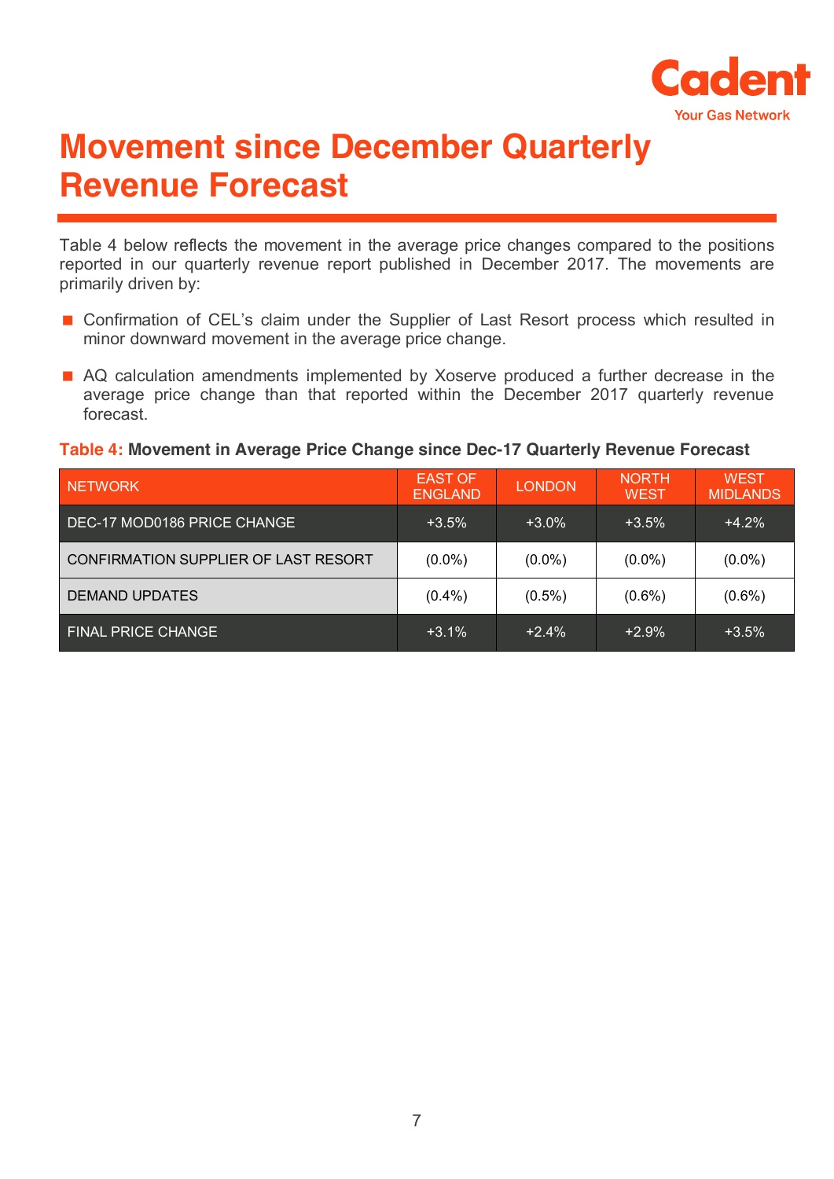# Movement since December Quarterly Revenue Forecast

Table 4 below reflects the movement in the average price changes compared to the positions reported in our quarterly revenue report published in December 2017. The movements are primarily driven by:

- Confirmation of CEL's claim under the Supplier of Last Resort process which resulted in minor downward movement in the average price change.
- AQ calculation amendments implemented by Xoserve produced a further decrease in the average price change than that reported within the December 2017 quarterly revenue forecast.

**Table 4: Movement in Average Price Change since Dec-17 Quarterly Revenue Forecast**

| NETWORK | EAST OF ENGLAND | LONDON | NORTH WEST | WEST MIDLANDS |
|---|---|---|---|---|
| DEC-17 MOD0186 PRICE CHANGE | +3.5% | +3.0% | +3.5% | +4.2% |
| CONFIRMATION SUPPLIER OF LAST RESORT | (0.0%) | (0.0%) | (0.0%) | (0.0%) |
| DEMAND UPDATES | (0.4%) | (0.5%) | (0.6%) | (0.6%) |
| FINAL PRICE CHANGE | +3.1% | +2.4% | +2.9% | +3.5% |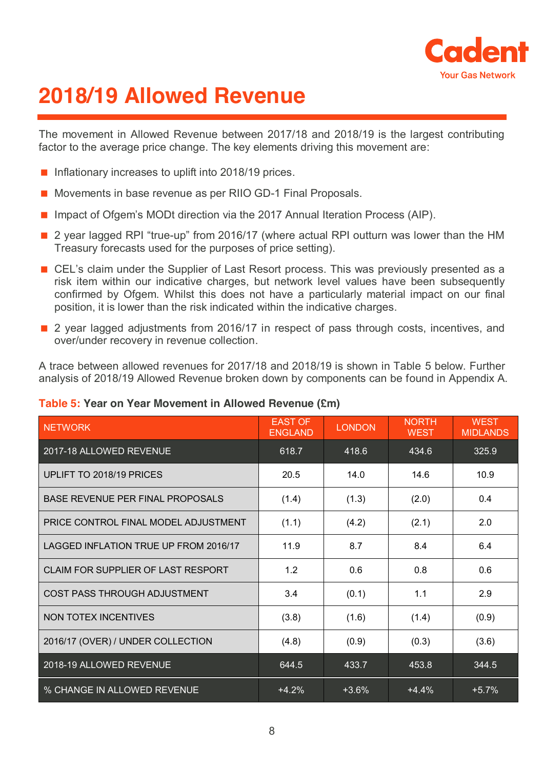# 2018/19 Allowed Revenue

The movement in Allowed Revenue between 2017/18 and 2018/19 is the largest contributing factor to the average price change. The key elements driving this movement are:

- Inflationary increases to uplift into 2018/19 prices.
- Movements in base revenue as per RIIO GD-1 Final Proposals.
- Impact of Ofgem's MODt direction via the 2017 Annual Iteration Process (AIP).
- 2 year lagged RPI "true-up" from 2016/17 (where actual RPI outturn was lower than the HM Treasury forecasts used for the purposes of price setting).
- CEL's claim under the Supplier of Last Resort process. This was previously presented as a risk item within our indicative charges, but network level values have been subsequently confirmed by Ofgem. Whilst this does not have a particularly material impact on our final position, it is lower than the risk indicated within the indicative charges.
- 2 year lagged adjustments from 2016/17 in respect of pass through costs, incentives, and over/under recovery in revenue collection.

A trace between allowed revenues for 2017/18 and 2018/19 is shown in Table 5 below. Further analysis of 2018/19 Allowed Revenue broken down by components can be found in Appendix A.

**Table 5: Year on Year Movement in Allowed Revenue (£m)**

| NETWORK | EAST OF ENGLAND | LONDON | NORTH WEST | WEST MIDLANDS |
|---|---|---|---|---|
| 2017-18 ALLOWED REVENUE | 618.7 | 418.6 | 434.6 | 325.9 |
| UPLIFT TO 2018/19 PRICES | 20.5 | 14.0 | 14.6 | 10.9 |
| BASE REVENUE PER FINAL PROPOSALS | (1.4) | (1.3) | (2.0) | 0.4 |
| PRICE CONTROL FINAL MODEL ADJUSTMENT | (1.1) | (4.2) | (2.1) | 2.0 |
| LAGGED INFLATION TRUE UP FROM 2016/17 | 11.9 | 8.7 | 8.4 | 6.4 |
| CLAIM FOR SUPPLIER OF LAST RESPORT | 1.2 | 0.6 | 0.8 | 0.6 |
| COST PASS THROUGH ADJUSTMENT | 3.4 | (0.1) | 1.1 | 2.9 |
| NON TOTEX INCENTIVES | (3.8) | (1.6) | (1.4) | (0.9) |
| 2016/17 (OVER) / UNDER COLLECTION | (4.8) | (0.9) | (0.3) | (3.6) |
| 2018-19 ALLOWED REVENUE | 644.5 | 433.7 | 453.8 | 344.5 |
| % CHANGE IN ALLOWED REVENUE | +4.2% | +3.6% | +4.4% | +5.7% |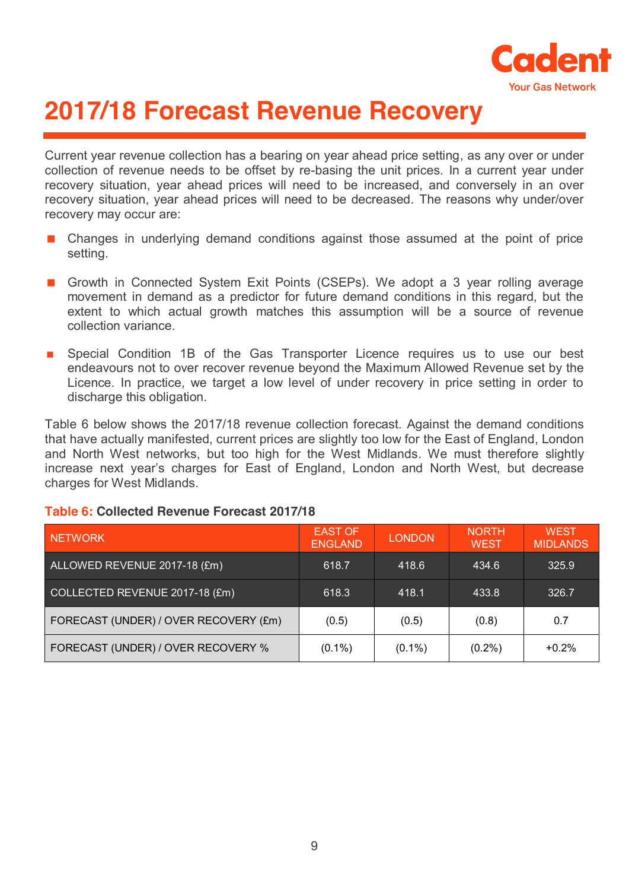# 2017/18 Forecast Revenue Recovery

Current year revenue collection has a bearing on year ahead price setting, as any over or under collection of revenue needs to be offset by re-basing the unit prices. In a current year under recovery situation, year ahead prices will need to be increased, and conversely in an over recovery situation, year ahead prices will need to be decreased. The reasons why under/over recovery may occur are:

- Changes in underlying demand conditions against those assumed at the point of price setting.
- Growth in Connected System Exit Points (CSEPs). We adopt a 3 year rolling average movement in demand as a predictor for future demand conditions in this regard, but the extent to which actual growth matches this assumption will be a source of revenue collection variance.
- Special Condition 1B of the Gas Transporter Licence requires us to use our best endeavours not to over recover revenue beyond the Maximum Allowed Revenue set by the Licence. In practice, we target a low level of under recovery in price setting in order to discharge this obligation.

Table 6 below shows the 2017/18 revenue collection forecast. Against the demand conditions that have actually manifested, current prices are slightly too low for the East of England, London and North West networks, but too high for the West Midlands. We must therefore slightly increase next year's charges for East of England, London and North West, but decrease charges for West Midlands.

**Table 6: Collected Revenue Forecast 2017/18**

| NETWORK | EAST OF ENGLAND | LONDON | NORTH WEST | WEST MIDLANDS |
|---|---|---|---|---|
| ALLOWED REVENUE 2017-18 (£m) | 618.7 | 418.6 | 434.6 | 325.9 |
| COLLECTED REVENUE 2017-18 (£m) | 618.3 | 418.1 | 433.8 | 326.7 |
| FORECAST (UNDER) / OVER RECOVERY (£m) | (0.5) | (0.5) | (0.8) | 0.7 |
| FORECAST (UNDER) / OVER RECOVERY % | (0.1%) | (0.1%) | (0.2%) | +0.2% |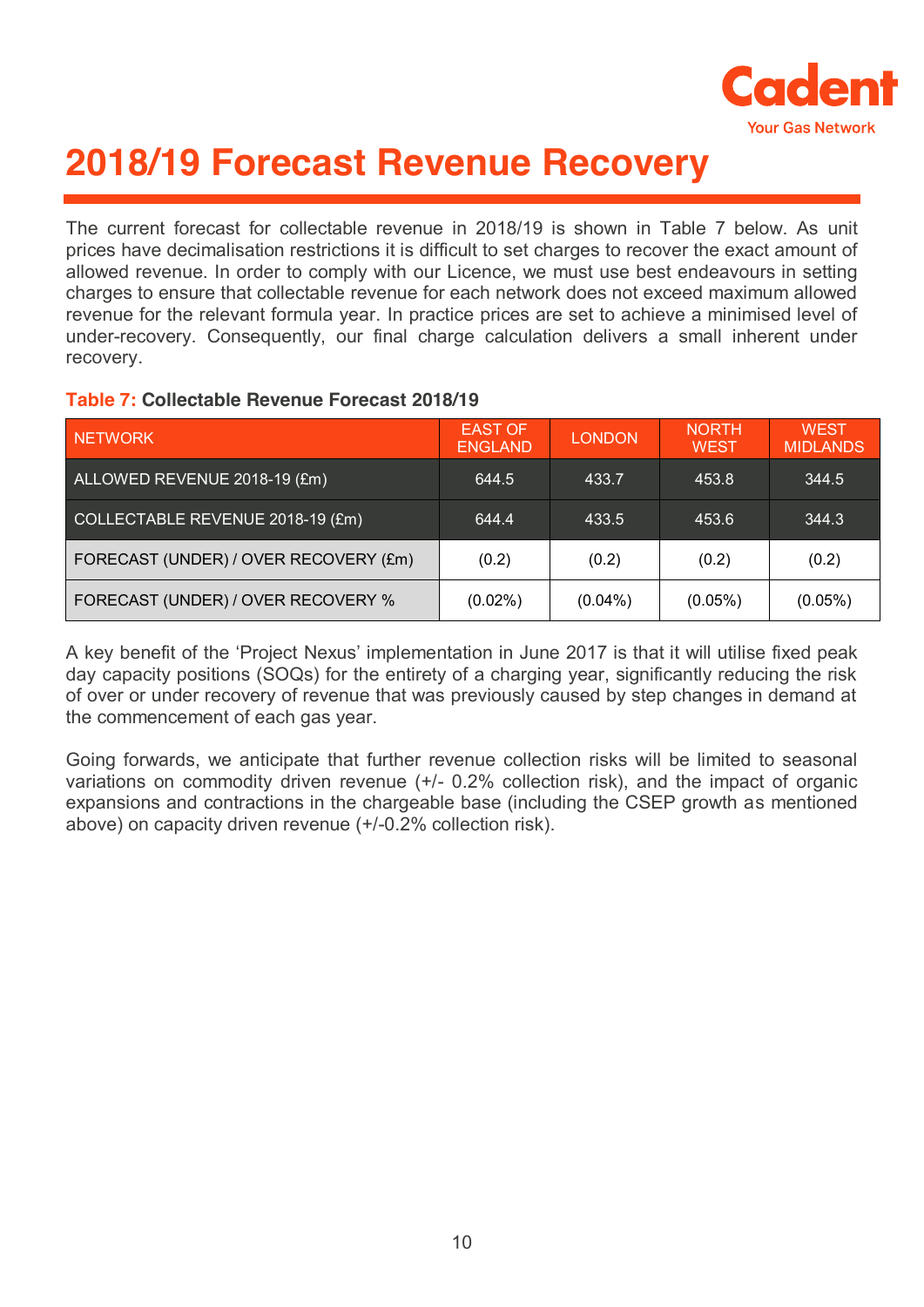# 2018/19 Forecast Revenue Recovery

The current forecast for collectable revenue in 2018/19 is shown in Table 7 below. As unit prices have decimalisation restrictions it is difficult to set charges to recover the exact amount of allowed revenue. In order to comply with our Licence, we must use best endeavours in setting charges to ensure that collectable revenue for each network does not exceed maximum allowed revenue for the relevant formula year. In practice prices are set to achieve a minimised level of under-recovery. Consequently, our final charge calculation delivers a small inherent under recovery.

**Table 7: Collectable Revenue Forecast 2018/19**

| NETWORK | EAST OF ENGLAND | LONDON | NORTH WEST | WEST MIDLANDS |
|---|---|---|---|---|
| ALLOWED REVENUE 2018-19 (£m) | 644.5 | 433.7 | 453.8 | 344.5 |
| COLLECTABLE REVENUE 2018-19 (£m) | 644.4 | 433.5 | 453.6 | 344.3 |
| FORECAST (UNDER) / OVER RECOVERY (£m) | (0.2) | (0.2) | (0.2) | (0.2) |
| FORECAST (UNDER) / OVER RECOVERY % | (0.02%) | (0.04%) | (0.05%) | (0.05%) |

A key benefit of the 'Project Nexus' implementation in June 2017 is that it will utilise fixed peak day capacity positions (SOQs) for the entirety of a charging year, significantly reducing the risk of over or under recovery of revenue that was previously caused by step changes in demand at the commencement of each gas year.

Going forwards, we anticipate that further revenue collection risks will be limited to seasonal variations on commodity driven revenue (+/- 0.2% collection risk), and the impact of organic expansions and contractions in the chargeable base (including the CSEP growth as mentioned above) on capacity driven revenue (+/-0.2% collection risk).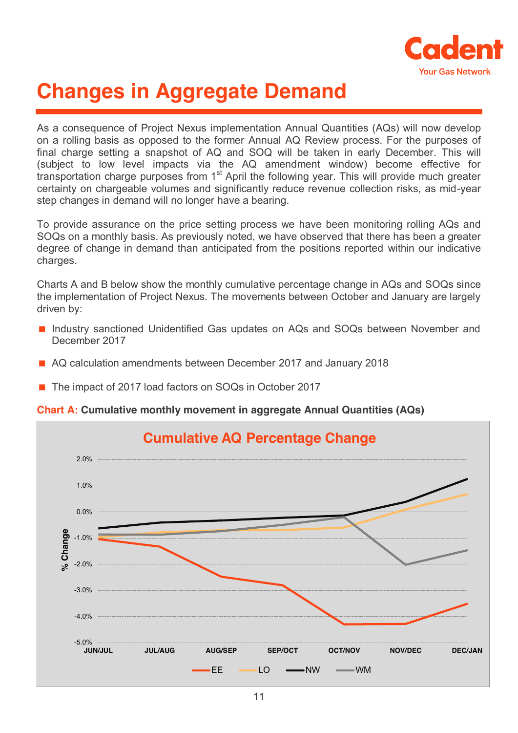# Changes in Aggregate Demand

As a consequence of Project Nexus implementation Annual Quantities (AQs) will now develop on a rolling basis as opposed to the former Annual AQ Review process. For the purposes of final charge setting a snapshot of AQ and SOQ will be taken in early December. This will (subject to low level impacts via the AQ amendment window) become effective for transportation charge purposes from 1st April the following year. This will provide much greater certainty on chargeable volumes and significantly reduce revenue collection risks, as mid-year step changes in demand will no longer have a bearing.

To provide assurance on the price setting process we have been monitoring rolling AQs and SOQs on a monthly basis. As previously noted, we have observed that there has been a greater degree of change in demand than anticipated from the positions reported within our indicative charges.

Charts A and B below show the monthly cumulative percentage change in AQs and SOQs since the implementation of Project Nexus. The movements between October and January are largely driven by:

- Industry sanctioned Unidentified Gas updates on AQs and SOQs between November and December 2017
- AQ calculation amendments between December 2017 and January 2018
- The impact of 2017 load factors on SOQs in October 2017

**Chart A: Cumulative monthly movement in aggregate Annual Quantities (AQs)**

Cumulative AQ Percentage Change

(% Change; series: EE, LO, NW, WM; periods: JUN/JUL, JUL/AUG, AUG/SEP, SEP/OCT, OCT/NOV, NOV/DEC, DEC/JAN)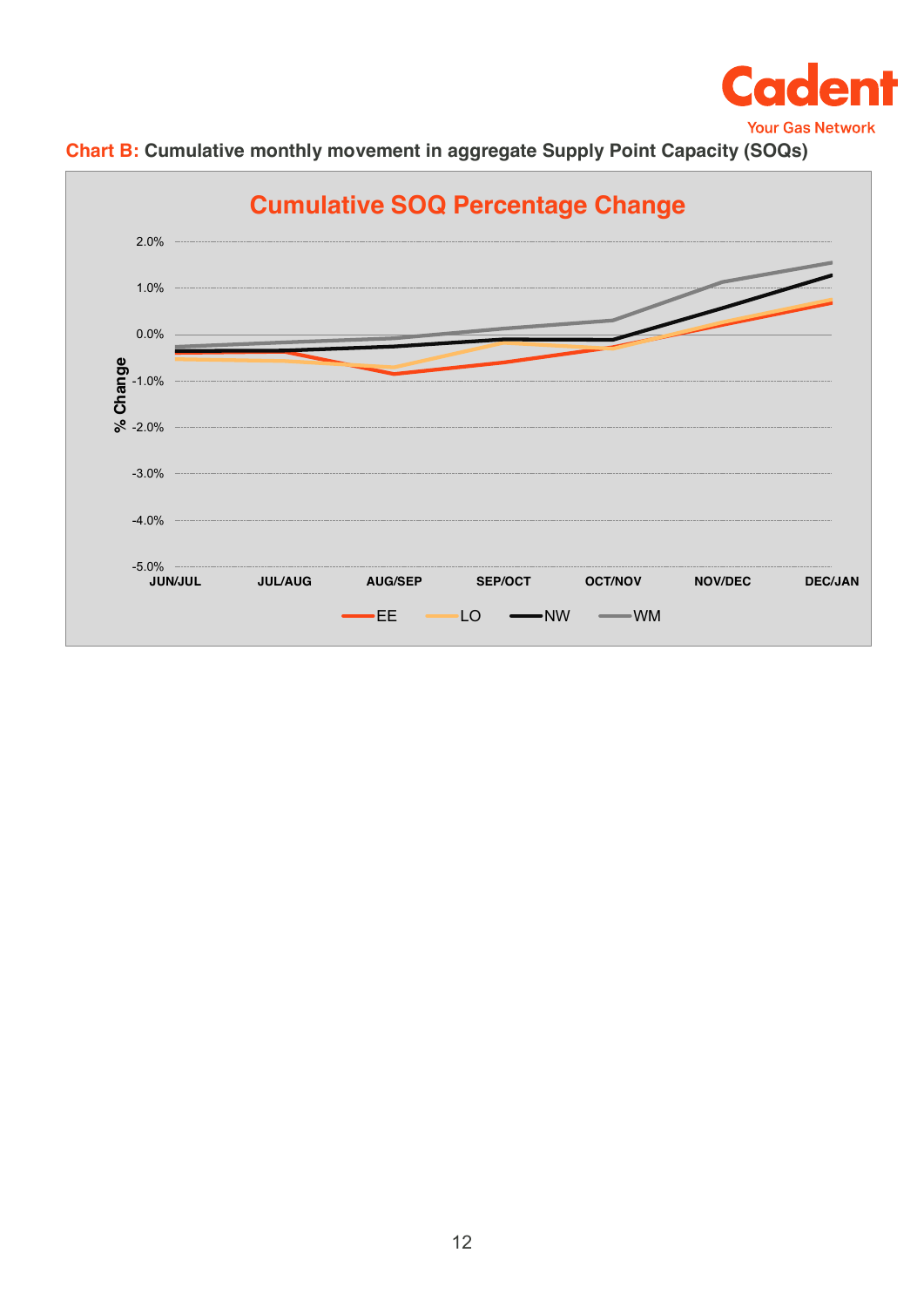**Chart B:** **Cumulative monthly movement in aggregate Supply Point Capacity (SOQs)**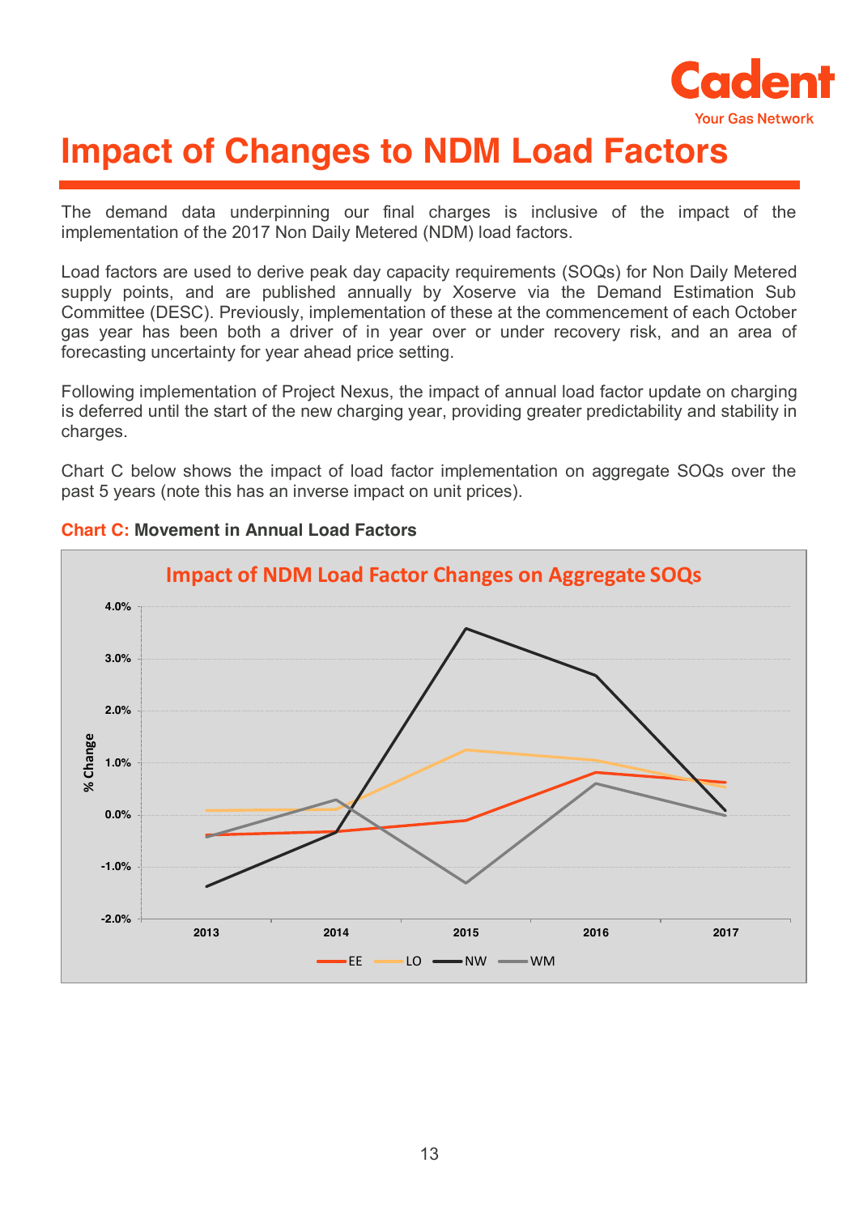# Impact of Changes to NDM Load Factors

The demand data underpinning our final charges is inclusive of the impact of the implementation of the 2017 Non Daily Metered (NDM) load factors.

Load factors are used to derive peak day capacity requirements (SOQs) for Non Daily Metered supply points, and are published annually by Xoserve via the Demand Estimation Sub Committee (DESC). Previously, implementation of these at the commencement of each October gas year has been both a driver of in year over or under recovery risk, and an area of forecasting uncertainty for year ahead price setting.

Following implementation of Project Nexus, the impact of annual load factor update on charging is deferred until the start of the new charging year, providing greater predictability and stability in charges.

Chart C below shows the impact of load factor implementation on aggregate SOQs over the past 5 years (note this has an inverse impact on unit prices).

**Chart C: Movement in Annual Load Factors**

**Impact of NDM Load Factor Changes on Aggregate SOQs**

% Change

4.0%, 3.0%, 2.0%, 1.0%, 0.0%, -1.0%, -2.0%

2013, 2014, 2015, 2016, 2017

EE, LO, NW, WM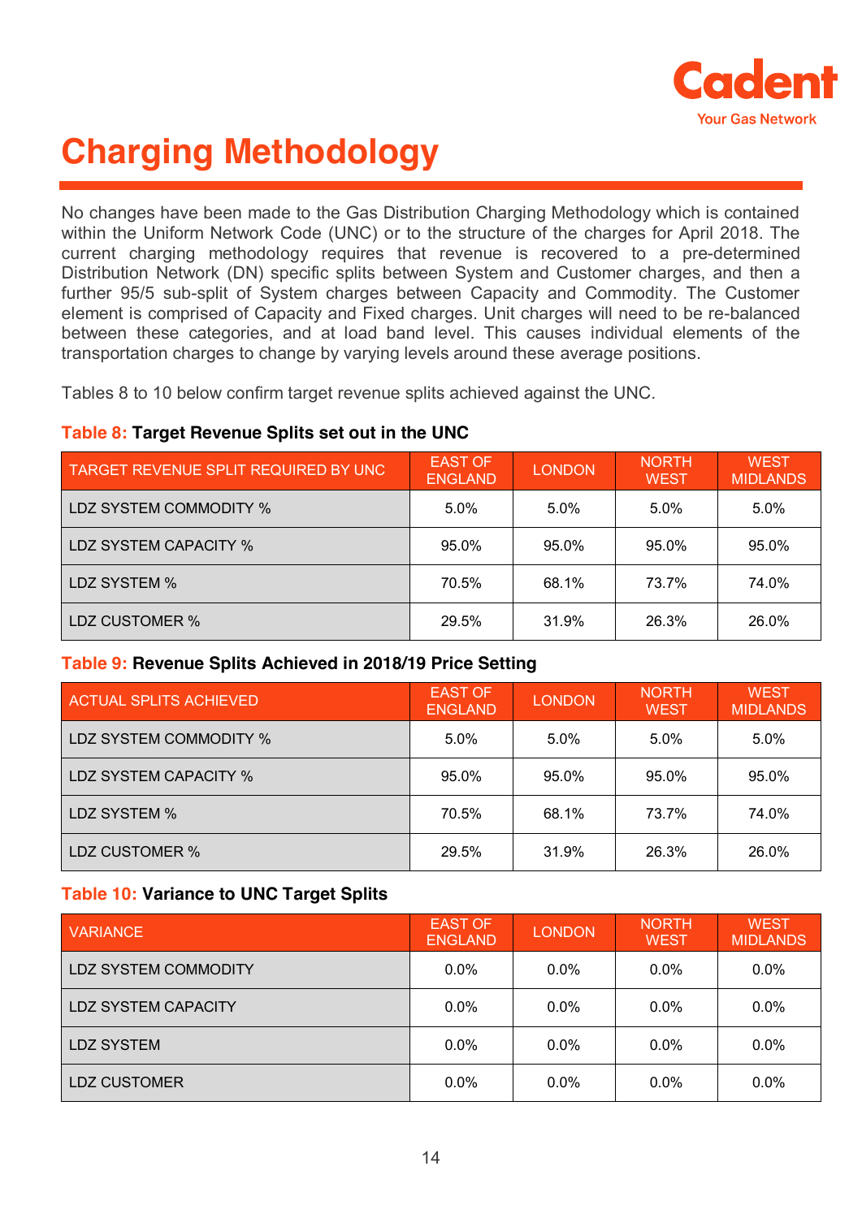# Charging Methodology

No changes have been made to the Gas Distribution Charging Methodology which is contained within the Uniform Network Code (UNC) or to the structure of the charges for April 2018. The current charging methodology requires that revenue is recovered to a pre-determined Distribution Network (DN) specific splits between System and Customer charges, and then a further 95/5 sub-split of System charges between Capacity and Commodity. The Customer element is comprised of Capacity and Fixed charges. Unit charges will need to be re-balanced between these categories, and at load band level. This causes individual elements of the transportation charges to change by varying levels around these average positions.

Tables 8 to 10 below confirm target revenue splits achieved against the UNC.

**Table 8: Target Revenue Splits set out in the UNC**

| TARGET REVENUE SPLIT REQUIRED BY UNC | EAST OF ENGLAND | LONDON | NORTH WEST | WEST MIDLANDS |
|---|---|---|---|---|
| LDZ SYSTEM COMMODITY % | 5.0% | 5.0% | 5.0% | 5.0% |
| LDZ SYSTEM CAPACITY % | 95.0% | 95.0% | 95.0% | 95.0% |
| LDZ SYSTEM % | 70.5% | 68.1% | 73.7% | 74.0% |
| LDZ CUSTOMER % | 29.5% | 31.9% | 26.3% | 26.0% |

**Table 9: Revenue Splits Achieved in 2018/19 Price Setting**

| ACTUAL SPLITS ACHIEVED | EAST OF ENGLAND | LONDON | NORTH WEST | WEST MIDLANDS |
|---|---|---|---|---|
| LDZ SYSTEM COMMODITY % | 5.0% | 5.0% | 5.0% | 5.0% |
| LDZ SYSTEM CAPACITY % | 95.0% | 95.0% | 95.0% | 95.0% |
| LDZ SYSTEM % | 70.5% | 68.1% | 73.7% | 74.0% |
| LDZ CUSTOMER % | 29.5% | 31.9% | 26.3% | 26.0% |

**Table 10: Variance to UNC Target Splits**

| VARIANCE | EAST OF ENGLAND | LONDON | NORTH WEST | WEST MIDLANDS |
|---|---|---|---|---|
| LDZ SYSTEM COMMODITY | 0.0% | 0.0% | 0.0% | 0.0% |
| LDZ SYSTEM CAPACITY | 0.0% | 0.0% | 0.0% | 0.0% |
| LDZ SYSTEM | 0.0% | 0.0% | 0.0% | 0.0% |
| LDZ CUSTOMER | 0.0% | 0.0% | 0.0% | 0.0% |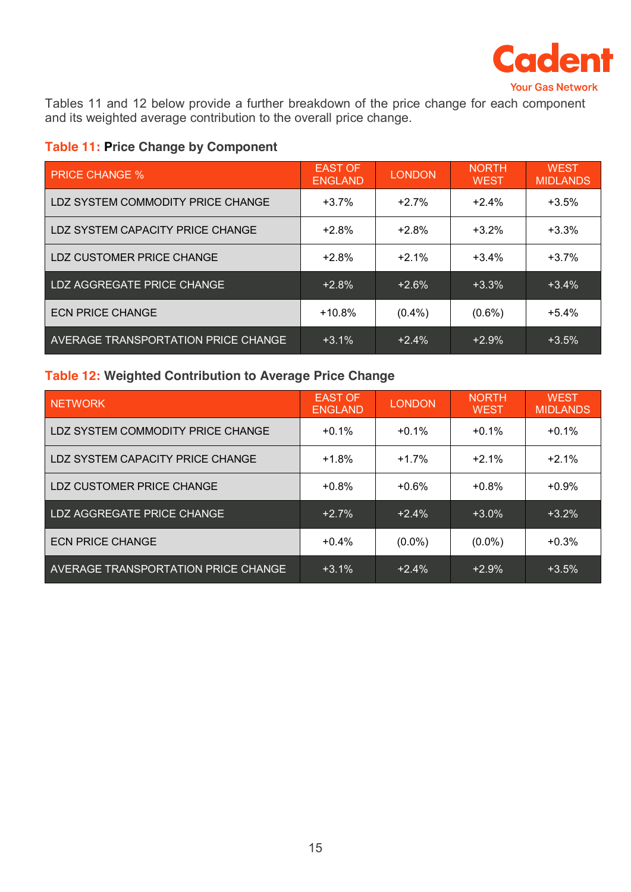Tables 11 and 12 below provide a further breakdown of the price change for each component and its weighted average contribution to the overall price change.

**Table 11: Price Change by Component**

| PRICE CHANGE % | EAST OF ENGLAND | LONDON | NORTH WEST | WEST MIDLANDS |
|---|---|---|---|---|
| LDZ SYSTEM COMMODITY PRICE CHANGE | +3.7% | +2.7% | +2.4% | +3.5% |
| LDZ SYSTEM CAPACITY PRICE CHANGE | +2.8% | +2.8% | +3.2% | +3.3% |
| LDZ CUSTOMER PRICE CHANGE | +2.8% | +2.1% | +3.4% | +3.7% |
| LDZ AGGREGATE PRICE CHANGE | +2.8% | +2.6% | +3.3% | +3.4% |
| ECN PRICE CHANGE | +10.8% | (0.4%) | (0.6%) | +5.4% |
| AVERAGE TRANSPORTATION PRICE CHANGE | +3.1% | +2.4% | +2.9% | +3.5% |

**Table 12: Weighted Contribution to Average Price Change**

| NETWORK | EAST OF ENGLAND | LONDON | NORTH WEST | WEST MIDLANDS |
|---|---|---|---|---|
| LDZ SYSTEM COMMODITY PRICE CHANGE | +0.1% | +0.1% | +0.1% | +0.1% |
| LDZ SYSTEM CAPACITY PRICE CHANGE | +1.8% | +1.7% | +2.1% | +2.1% |
| LDZ CUSTOMER PRICE CHANGE | +0.8% | +0.6% | +0.8% | +0.9% |
| LDZ AGGREGATE PRICE CHANGE | +2.7% | +2.4% | +3.0% | +3.2% |
| ECN PRICE CHANGE | +0.4% | (0.0%) | (0.0%) | +0.3% |
| AVERAGE TRANSPORTATION PRICE CHANGE | +3.1% | +2.4% | +2.9% | +3.5% |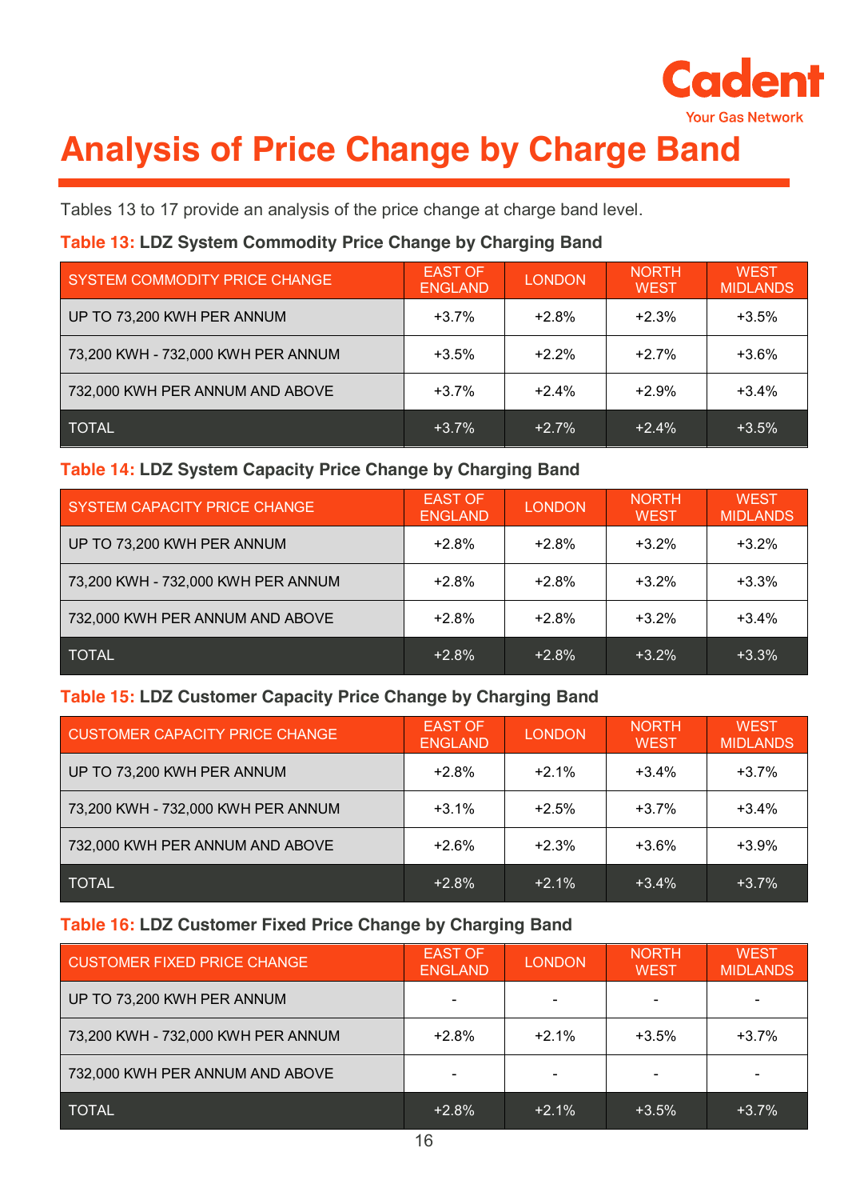# Analysis of Price Change by Charge Band

Tables 13 to 17 provide an analysis of the price change at charge band level.

**Table 13: LDZ System Commodity Price Change by Charging Band**

| SYSTEM COMMODITY PRICE CHANGE | EAST OF ENGLAND | LONDON | NORTH WEST | WEST MIDLANDS |
|---|---|---|---|---|
| UP TO 73,200 KWH PER ANNUM | +3.7% | +2.8% | +2.3% | +3.5% |
| 73,200 KWH - 732,000 KWH PER ANNUM | +3.5% | +2.2% | +2.7% | +3.6% |
| 732,000 KWH PER ANNUM AND ABOVE | +3.7% | +2.4% | +2.9% | +3.4% |
| TOTAL | +3.7% | +2.7% | +2.4% | +3.5% |

**Table 14: LDZ System Capacity Price Change by Charging Band**

| SYSTEM CAPACITY PRICE CHANGE | EAST OF ENGLAND | LONDON | NORTH WEST | WEST MIDLANDS |
|---|---|---|---|---|
| UP TO 73,200 KWH PER ANNUM | +2.8% | +2.8% | +3.2% | +3.2% |
| 73,200 KWH - 732,000 KWH PER ANNUM | +2.8% | +2.8% | +3.2% | +3.3% |
| 732,000 KWH PER ANNUM AND ABOVE | +2.8% | +2.8% | +3.2% | +3.4% |
| TOTAL | +2.8% | +2.8% | +3.2% | +3.3% |

**Table 15: LDZ Customer Capacity Price Change by Charging Band**

| CUSTOMER CAPACITY PRICE CHANGE | EAST OF ENGLAND | LONDON | NORTH WEST | WEST MIDLANDS |
|---|---|---|---|---|
| UP TO 73,200 KWH PER ANNUM | +2.8% | +2.1% | +3.4% | +3.7% |
| 73,200 KWH - 732,000 KWH PER ANNUM | +3.1% | +2.5% | +3.7% | +3.4% |
| 732,000 KWH PER ANNUM AND ABOVE | +2.6% | +2.3% | +3.6% | +3.9% |
| TOTAL | +2.8% | +2.1% | +3.4% | +3.7% |

**Table 16: LDZ Customer Fixed Price Change by Charging Band**

| CUSTOMER FIXED PRICE CHANGE | EAST OF ENGLAND | LONDON | NORTH WEST | WEST MIDLANDS |
|---|---|---|---|---|
| UP TO 73,200 KWH PER ANNUM | - | - | - | - |
| 73,200 KWH - 732,000 KWH PER ANNUM | +2.8% | +2.1% | +3.5% | +3.7% |
| 732,000 KWH PER ANNUM AND ABOVE | - | - | - | - |
| TOTAL | +2.8% | +2.1% | +3.5% | +3.7% |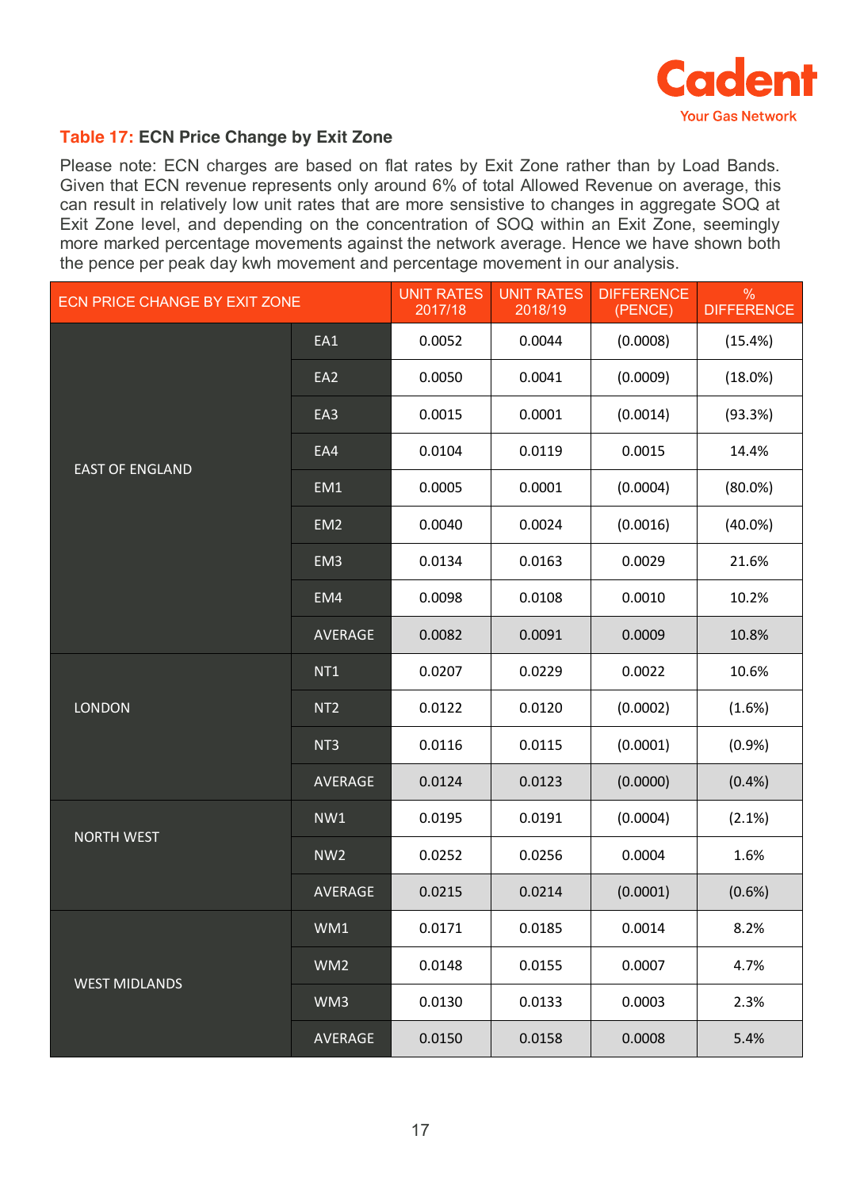**Table 17: ECN Price Change by Exit Zone**

Please note: ECN charges are based on flat rates by Exit Zone rather than by Load Bands. Given that ECN revenue represents only around 6% of total Allowed Revenue on average, this can result in relatively low unit rates that are more sensitive to changes in aggregate SOQ at Exit Zone level, and depending on the concentration of SOQ within an Exit Zone, seemingly more marked percentage movements against the network average. Hence we have shown both the pence per peak day kwh movement and percentage movement in our analysis.

| ECN PRICE CHANGE BY EXIT ZONE | | UNIT RATES 2017/18 | UNIT RATES 2018/19 | DIFFERENCE (PENCE) | % DIFFERENCE |
|---|---|---|---|---|---|
| EAST OF ENGLAND | EA1 | 0.0052 | 0.0044 | (0.0008) | (15.4%) |
| | EA2 | 0.0050 | 0.0041 | (0.0009) | (18.0%) |
| | EA3 | 0.0015 | 0.0001 | (0.0014) | (93.3%) |
| | EA4 | 0.0104 | 0.0119 | 0.0015 | 14.4% |
| | EM1 | 0.0005 | 0.0001 | (0.0004) | (80.0%) |
| | EM2 | 0.0040 | 0.0024 | (0.0016) | (40.0%) |
| | EM3 | 0.0134 | 0.0163 | 0.0029 | 21.6% |
| | EM4 | 0.0098 | 0.0108 | 0.0010 | 10.2% |
| | AVERAGE | 0.0082 | 0.0091 | 0.0009 | 10.8% |
| LONDON | NT1 | 0.0207 | 0.0229 | 0.0022 | 10.6% |
| | NT2 | 0.0122 | 0.0120 | (0.0002) | (1.6%) |
| | NT3 | 0.0116 | 0.0115 | (0.0001) | (0.9%) |
| | AVERAGE | 0.0124 | 0.0123 | (0.0000) | (0.4%) |
| NORTH WEST | NW1 | 0.0195 | 0.0191 | (0.0004) | (2.1%) |
| | NW2 | 0.0252 | 0.0256 | 0.0004 | 1.6% |
| | AVERAGE | 0.0215 | 0.0214 | (0.0001) | (0.6%) |
| WEST MIDLANDS | WM1 | 0.0171 | 0.0185 | 0.0014 | 8.2% |
| | WM2 | 0.0148 | 0.0155 | 0.0007 | 4.7% |
| | WM3 | 0.0130 | 0.0133 | 0.0003 | 2.3% |
| | AVERAGE | 0.0150 | 0.0158 | 0.0008 | 5.4% |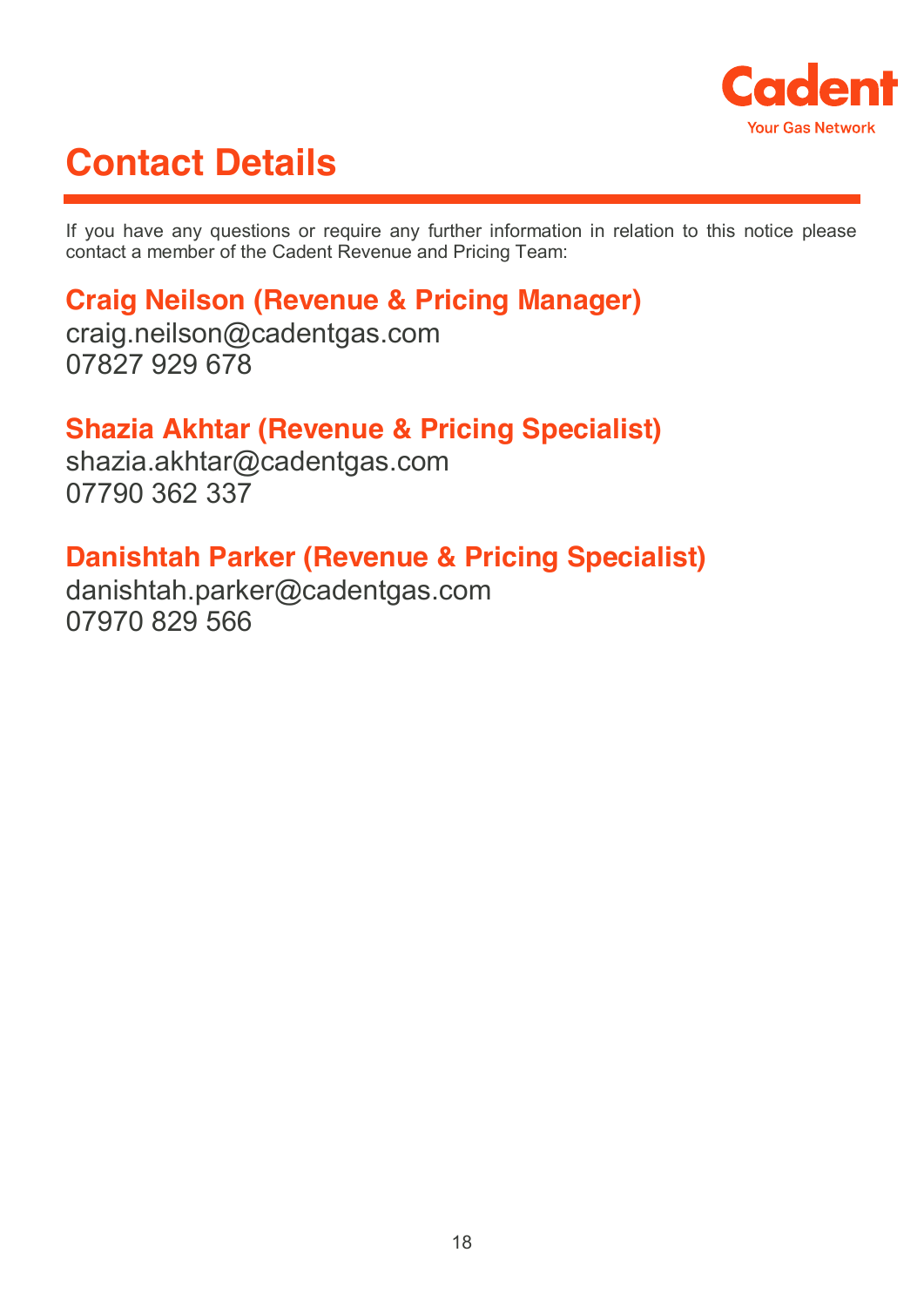# Contact Details

If you have any questions or require any further information in relation to this notice please contact a member of the Cadent Revenue and Pricing Team:

### Craig Neilson (Revenue & Pricing Manager)

craig.neilson@cadentgas.com
07827 929 678

### Shazia Akhtar (Revenue & Pricing Specialist)

shazia.akhtar@cadentgas.com
07790 362 337

### Danishtah Parker (Revenue & Pricing Specialist)

danishtah.parker@cadentgas.com
07970 829 566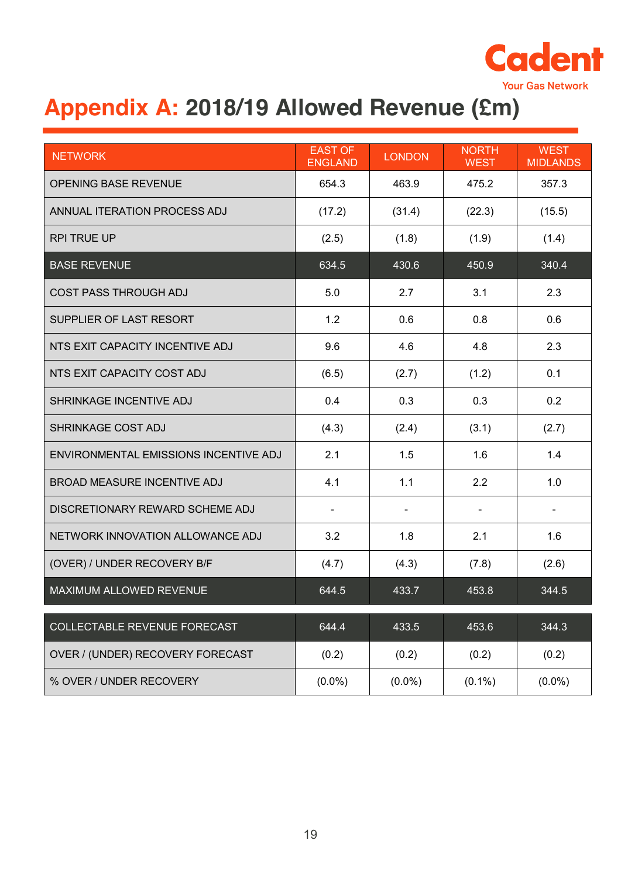# Appendix A: 2018/19 Allowed Revenue (£m)

| NETWORK | EAST OF ENGLAND | LONDON | NORTH WEST | WEST MIDLANDS |
|---|---|---|---|---|
| OPENING BASE REVENUE | 654.3 | 463.9 | 475.2 | 357.3 |
| ANNUAL ITERATION PROCESS ADJ | (17.2) | (31.4) | (22.3) | (15.5) |
| RPI TRUE UP | (2.5) | (1.8) | (1.9) | (1.4) |
| BASE REVENUE | 634.5 | 430.6 | 450.9 | 340.4 |
| COST PASS THROUGH ADJ | 5.0 | 2.7 | 3.1 | 2.3 |
| SUPPLIER OF LAST RESORT | 1.2 | 0.6 | 0.8 | 0.6 |
| NTS EXIT CAPACITY INCENTIVE ADJ | 9.6 | 4.6 | 4.8 | 2.3 |
| NTS EXIT CAPACITY COST ADJ | (6.5) | (2.7) | (1.2) | 0.1 |
| SHRINKAGE INCENTIVE ADJ | 0.4 | 0.3 | 0.3 | 0.2 |
| SHRINKAGE COST ADJ | (4.3) | (2.4) | (3.1) | (2.7) |
| ENVIRONMENTAL EMISSIONS INCENTIVE ADJ | 2.1 | 1.5 | 1.6 | 1.4 |
| BROAD MEASURE INCENTIVE ADJ | 4.1 | 1.1 | 2.2 | 1.0 |
| DISCRETIONARY REWARD SCHEME ADJ | - | - | - | - |
| NETWORK INNOVATION ALLOWANCE ADJ | 3.2 | 1.8 | 2.1 | 1.6 |
| (OVER) / UNDER RECOVERY B/F | (4.7) | (4.3) | (7.8) | (2.6) |
| MAXIMUM ALLOWED REVENUE | 644.5 | 433.7 | 453.8 | 344.5 |
| COLLECTABLE REVENUE FORECAST | 644.4 | 433.5 | 453.6 | 344.3 |
| OVER / (UNDER) RECOVERY FORECAST | (0.2) | (0.2) | (0.2) | (0.2) |
| % OVER / UNDER RECOVERY | (0.0%) | (0.0%) | (0.1%) | (0.0%) |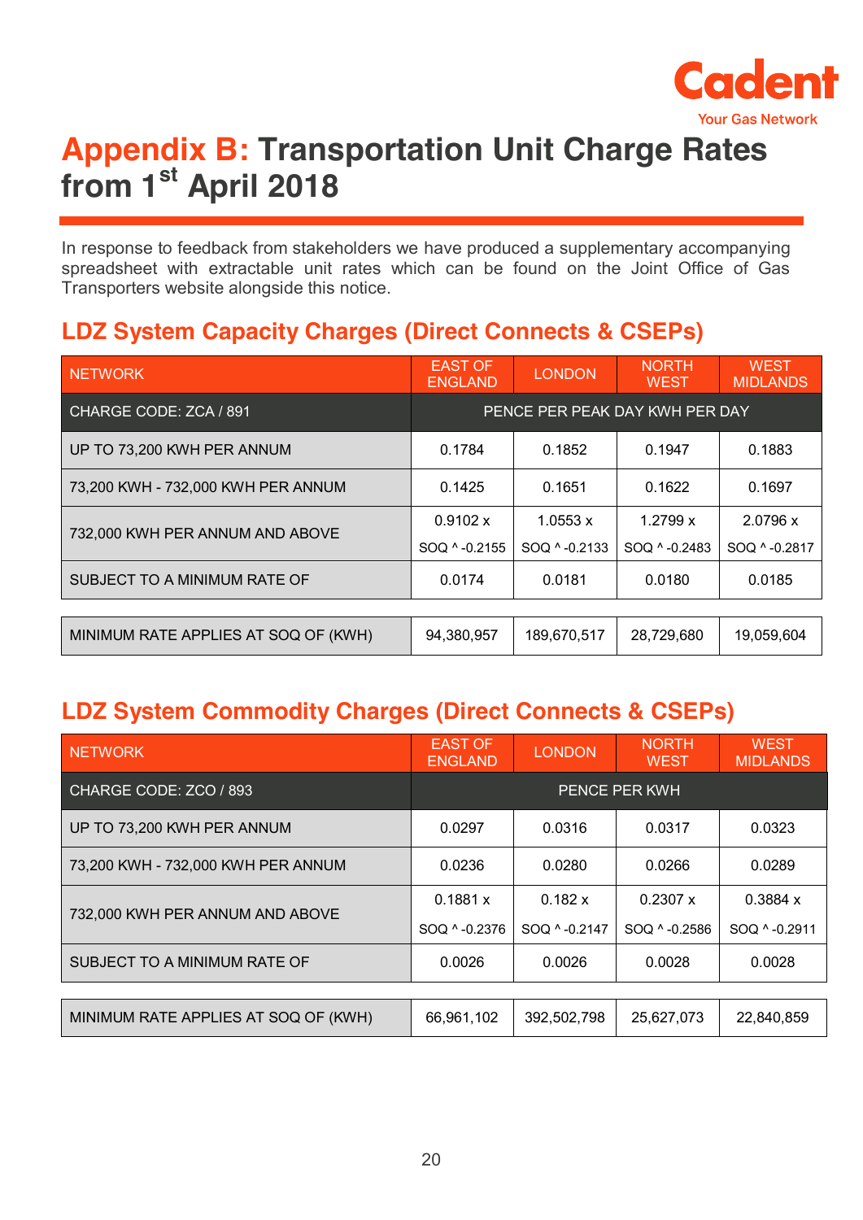# Appendix B: Transportation Unit Charge Rates from 1st April 2018

In response to feedback from stakeholders we have produced a supplementary accompanying spreadsheet with extractable unit rates which can be found on the Joint Office of Gas Transporters website alongside this notice.

## LDZ System Capacity Charges (Direct Connects & CSEPs)

| NETWORK | EAST OF ENGLAND | LONDON | NORTH WEST | WEST MIDLANDS |
|---|---|---|---|---|
| CHARGE CODE: ZCA / 891 | PENCE PER PEAK DAY KWH PER DAY | | | |
| UP TO 73,200 KWH PER ANNUM | 0.1784 | 0.1852 | 0.1947 | 0.1883 |
| 73,200 KWH - 732,000 KWH PER ANNUM | 0.1425 | 0.1651 | 0.1622 | 0.1697 |
| 732,000 KWH PER ANNUM AND ABOVE | 0.9102 x SOQ ^ -0.2155 | 1.0553 x SOQ ^ -0.2133 | 1.2799 x SOQ ^ -0.2483 | 2.0796 x SOQ ^ -0.2817 |
| SUBJECT TO A MINIMUM RATE OF | 0.0174 | 0.0181 | 0.0180 | 0.0185 |
| MINIMUM RATE APPLIES AT SOQ OF (KWH) | 94,380,957 | 189,670,517 | 28,729,680 | 19,059,604 |

## LDZ System Commodity Charges (Direct Connects & CSEPs)

| NETWORK | EAST OF ENGLAND | LONDON | NORTH WEST | WEST MIDLANDS |
|---|---|---|---|---|
| CHARGE CODE: ZCO / 893 | PENCE PER KWH | | | |
| UP TO 73,200 KWH PER ANNUM | 0.0297 | 0.0316 | 0.0317 | 0.0323 |
| 73,200 KWH - 732,000 KWH PER ANNUM | 0.0236 | 0.0280 | 0.0266 | 0.0289 |
| 732,000 KWH PER ANNUM AND ABOVE | 0.1881 x SOQ ^ -0.2376 | 0.182 x SOQ ^ -0.2147 | 0.2307 x SOQ ^ -0.2586 | 0.3884 x SOQ ^ -0.2911 |
| SUBJECT TO A MINIMUM RATE OF | 0.0026 | 0.0026 | 0.0028 | 0.0028 |
| MINIMUM RATE APPLIES AT SOQ OF (KWH) | 66,961,102 | 392,502,798 | 25,627,073 | 22,840,859 |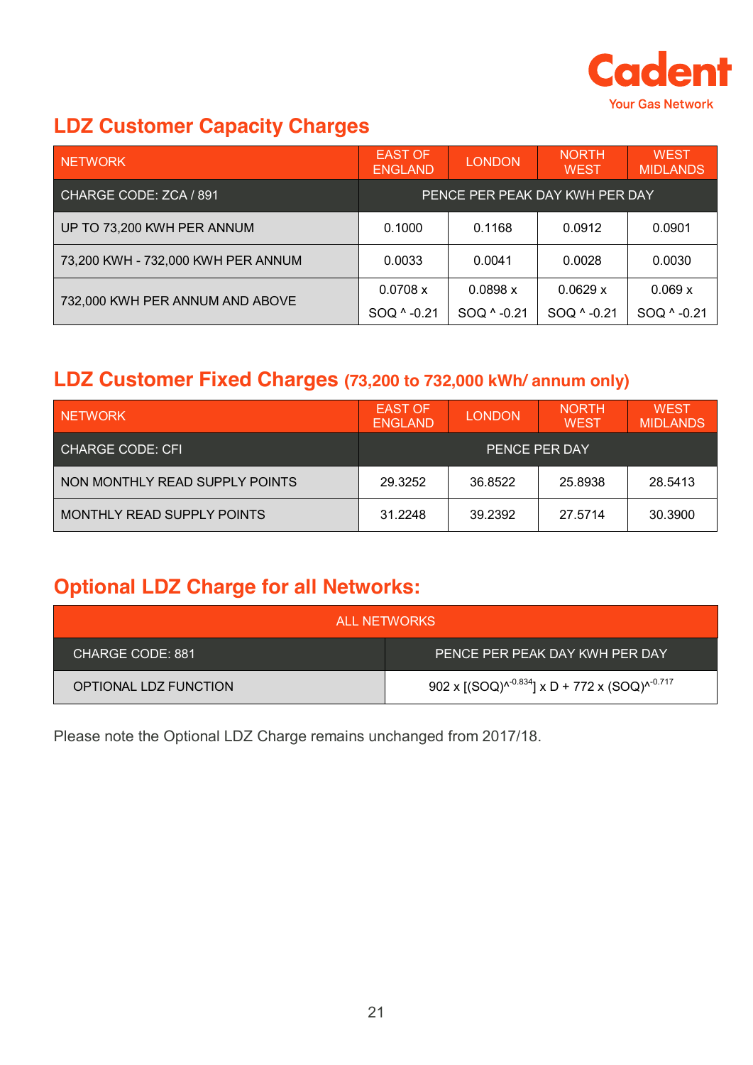## LDZ Customer Capacity Charges

| NETWORK | EAST OF ENGLAND | LONDON | NORTH WEST | WEST MIDLANDS |
|---|---|---|---|---|
| CHARGE CODE: ZCA / 891 | PENCE PER PEAK DAY KWH PER DAY | | | |
| UP TO 73,200 KWH PER ANNUM | 0.1000 | 0.1168 | 0.0912 | 0.0901 |
| 73,200 KWH - 732,000 KWH PER ANNUM | 0.0033 | 0.0041 | 0.0028 | 0.0030 |
| 732,000 KWH PER ANNUM AND ABOVE | 0.0708 x SOQ ^ -0.21 | 0.0898 x SOQ ^ -0.21 | 0.0629 x SOQ ^ -0.21 | 0.069 x SOQ ^ -0.21 |

## LDZ Customer Fixed Charges (73,200 to 732,000 kWh/ annum only)

| NETWORK | EAST OF ENGLAND | LONDON | NORTH WEST | WEST MIDLANDS |
|---|---|---|---|---|
| CHARGE CODE: CFI | PENCE PER DAY | | | |
| NON MONTHLY READ SUPPLY POINTS | 29.3252 | 36.8522 | 25.8938 | 28.5413 |
| MONTHLY READ SUPPLY POINTS | 31.2248 | 39.2392 | 27.5714 | 30.3900 |

## Optional LDZ Charge for all Networks:

| ALL NETWORKS | |
|---|---|
| CHARGE CODE: 881 | PENCE PER PEAK DAY KWH PER DAY |
| OPTIONAL LDZ FUNCTION | $902 \times [(SOQ)^{-0.834}] \times D + 772 \times (SOQ)^{-0.717}$ |

Please note the Optional LDZ Charge remains unchanged from 2017/18.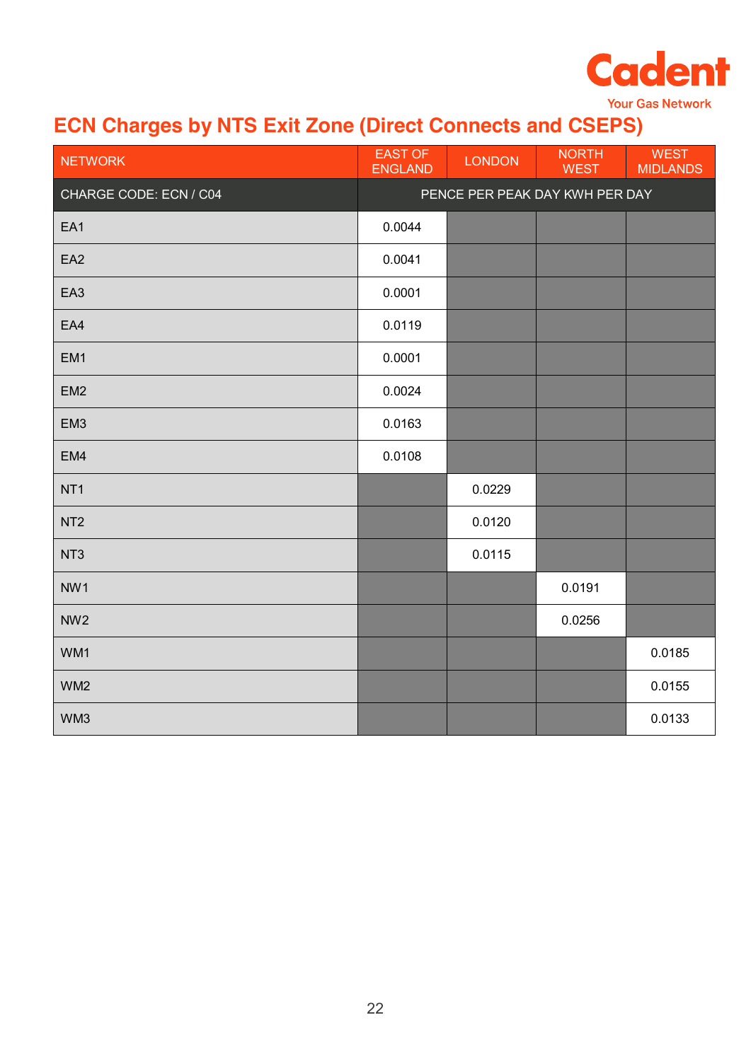## ECN Charges by NTS Exit Zone (Direct Connects and CSEPS)

| NETWORK | EAST OF ENGLAND | LONDON | NORTH WEST | WEST MIDLANDS |
|---|---|---|---|---|
| CHARGE CODE: ECN / C04 | PENCE PER PEAK DAY KWH PER DAY | | | |
| EA1 | 0.0044 | | | |
| EA2 | 0.0041 | | | |
| EA3 | 0.0001 | | | |
| EA4 | 0.0119 | | | |
| EM1 | 0.0001 | | | |
| EM2 | 0.0024 | | | |
| EM3 | 0.0163 | | | |
| EM4 | 0.0108 | | | |
| NT1 | | 0.0229 | | |
| NT2 | | 0.0120 | | |
| NT3 | | 0.0115 | | |
| NW1 | | | 0.0191 | |
| NW2 | | | 0.0256 | |
| WM1 | | | | 0.0185 |
| WM2 | | | | 0.0155 |
| WM3 | | | | 0.0133 |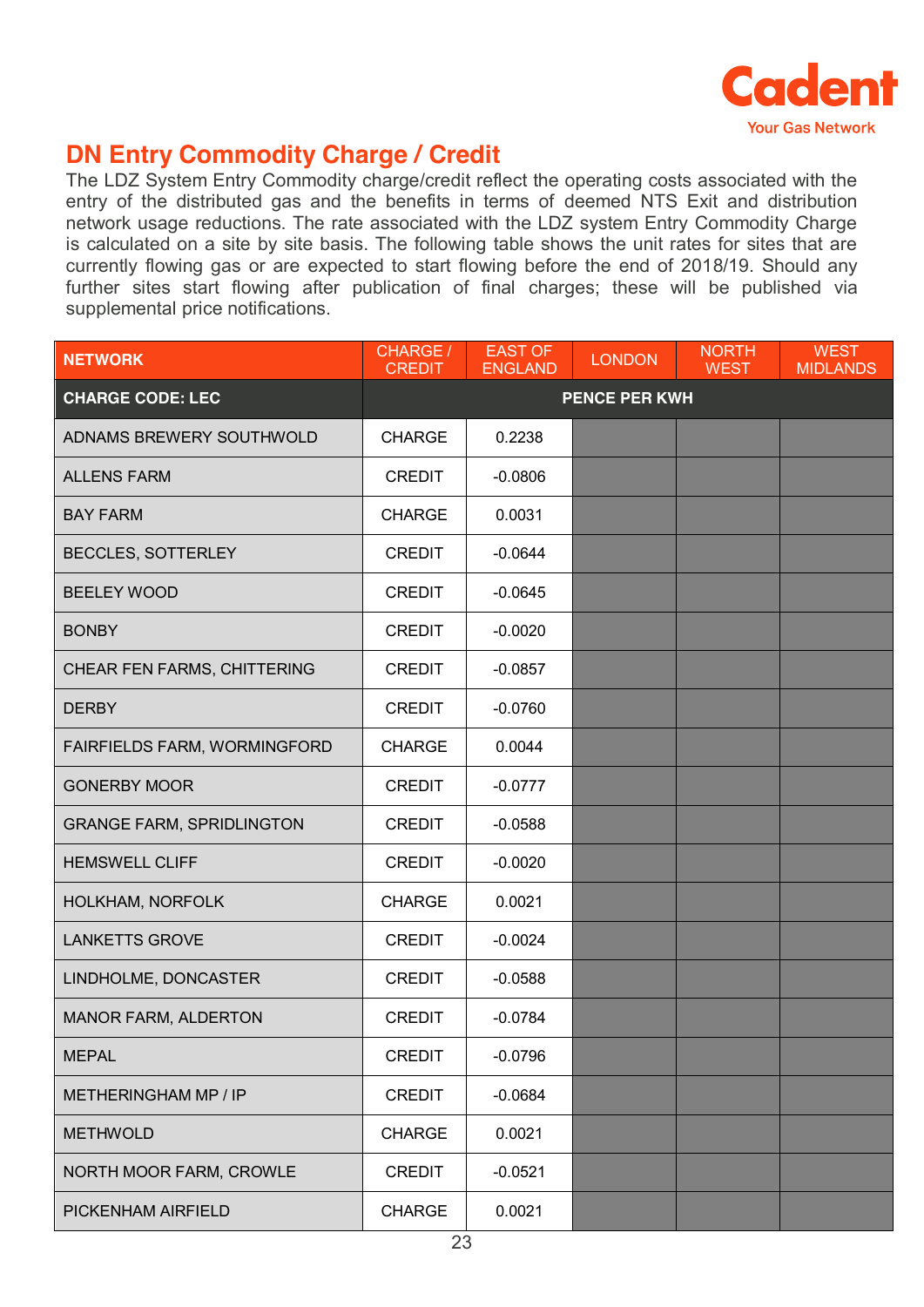## DN Entry Commodity Charge / Credit

The LDZ System Entry Commodity charge/credit reflect the operating costs associated with the entry of the distributed gas and the benefits in terms of deemed NTS Exit and distribution network usage reductions. The rate associated with the LDZ system Entry Commodity Charge is calculated on a site by site basis. The following table shows the unit rates for sites that are currently flowing gas or are expected to start flowing before the end of 2018/19. Should any further sites start flowing after publication of final charges; these will be published via supplemental price notifications.

| NETWORK | CHARGE / CREDIT | EAST OF ENGLAND | LONDON | NORTH WEST | WEST MIDLANDS |
|---|---|---|---|---|---|
| **CHARGE CODE: LEC** | PENCE PER KWH | | | | |
| ADNAMS BREWERY SOUTHWOLD | CHARGE | 0.2238 | | | |
| ALLENS FARM | CREDIT | -0.0806 | | | |
| BAY FARM | CHARGE | 0.0031 | | | |
| BECCLES, SOTTERLEY | CREDIT | -0.0644 | | | |
| BEELEY WOOD | CREDIT | -0.0645 | | | |
| BONBY | CREDIT | -0.0020 | | | |
| CHEAR FEN FARMS, CHITTERING | CREDIT | -0.0857 | | | |
| DERBY | CREDIT | -0.0760 | | | |
| FAIRFIELDS FARM, WORMINGFORD | CHARGE | 0.0044 | | | |
| GONERBY MOOR | CREDIT | -0.0777 | | | |
| GRANGE FARM, SPRIDLINGTON | CREDIT | -0.0588 | | | |
| HEMSWELL CLIFF | CREDIT | -0.0020 | | | |
| HOLKHAM, NORFOLK | CHARGE | 0.0021 | | | |
| LANKETTS GROVE | CREDIT | -0.0024 | | | |
| LINDHOLME, DONCASTER | CREDIT | -0.0588 | | | |
| MANOR FARM, ALDERTON | CREDIT | -0.0784 | | | |
| MEPAL | CREDIT | -0.0796 | | | |
| METHERINGHAM MP / IP | CREDIT | -0.0684 | | | |
| METHWOLD | CHARGE | 0.0021 | | | |
| NORTH MOOR FARM, CROWLE | CREDIT | -0.0521 | | | |
| PICKENHAM AIRFIELD | CHARGE | 0.0021 | | | |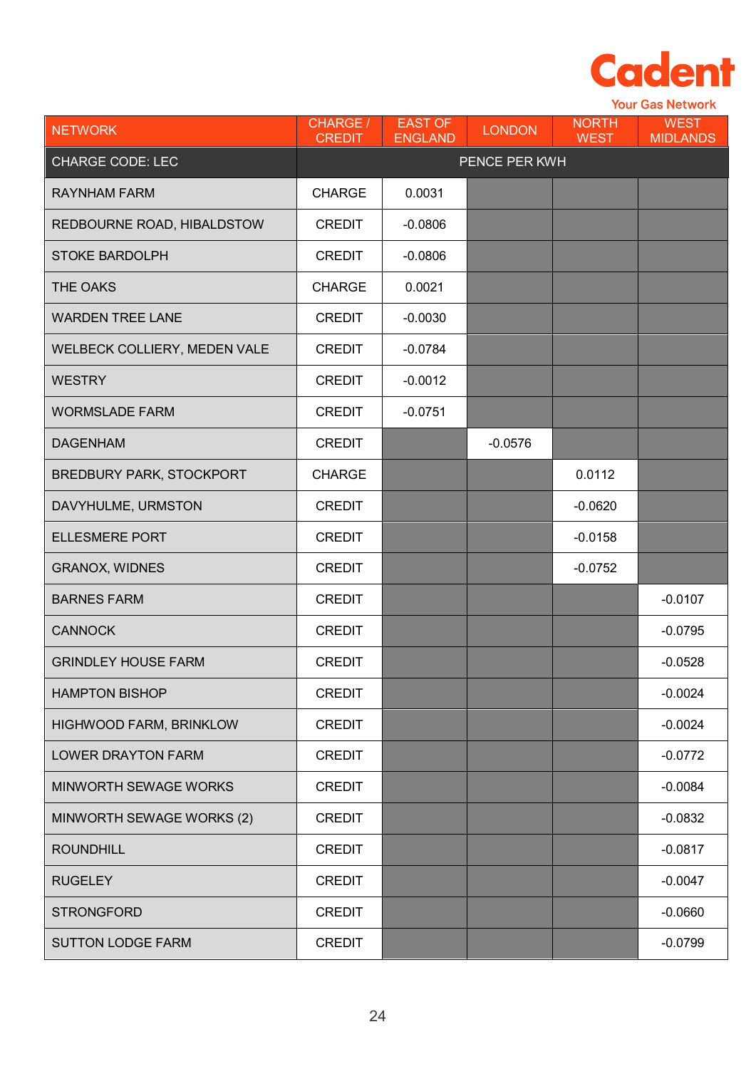| NETWORK | CHARGE / CREDIT | EAST OF ENGLAND | LONDON | NORTH WEST | WEST MIDLANDS |
|---|---|---|---|---|---|
| CHARGE CODE: LEC | PENCE PER KWH | | | | |
| RAYNHAM FARM | CHARGE | 0.0031 | | | |
| REDBOURNE ROAD, HIBALDSTOW | CREDIT | -0.0806 | | | |
| STOKE BARDOLPH | CREDIT | -0.0806 | | | |
| THE OAKS | CHARGE | 0.0021 | | | |
| WARDEN TREE LANE | CREDIT | -0.0030 | | | |
| WELBECK COLLIERY, MEDEN VALE | CREDIT | -0.0784 | | | |
| WESTRY | CREDIT | -0.0012 | | | |
| WORMSLADE FARM | CREDIT | -0.0751 | | | |
| DAGENHAM | CREDIT | | -0.0576 | | |
| BREDBURY PARK, STOCKPORT | CHARGE | | | 0.0112 | |
| DAVYHULME, URMSTON | CREDIT | | | -0.0620 | |
| ELLESMERE PORT | CREDIT | | | -0.0158 | |
| GRANOX, WIDNES | CREDIT | | | -0.0752 | |
| BARNES FARM | CREDIT | | | | -0.0107 |
| CANNOCK | CREDIT | | | | -0.0795 |
| GRINDLEY HOUSE FARM | CREDIT | | | | -0.0528 |
| HAMPTON BISHOP | CREDIT | | | | -0.0024 |
| HIGHWOOD FARM, BRINKLOW | CREDIT | | | | -0.0024 |
| LOWER DRAYTON FARM | CREDIT | | | | -0.0772 |
| MINWORTH SEWAGE WORKS | CREDIT | | | | -0.0084 |
| MINWORTH SEWAGE WORKS (2) | CREDIT | | | | -0.0832 |
| ROUNDHILL | CREDIT | | | | -0.0817 |
| RUGELEY | CREDIT | | | | -0.0047 |
| STRONGFORD | CREDIT | | | | -0.0660 |
| SUTTON LODGE FARM | CREDIT | | | | -0.0799 |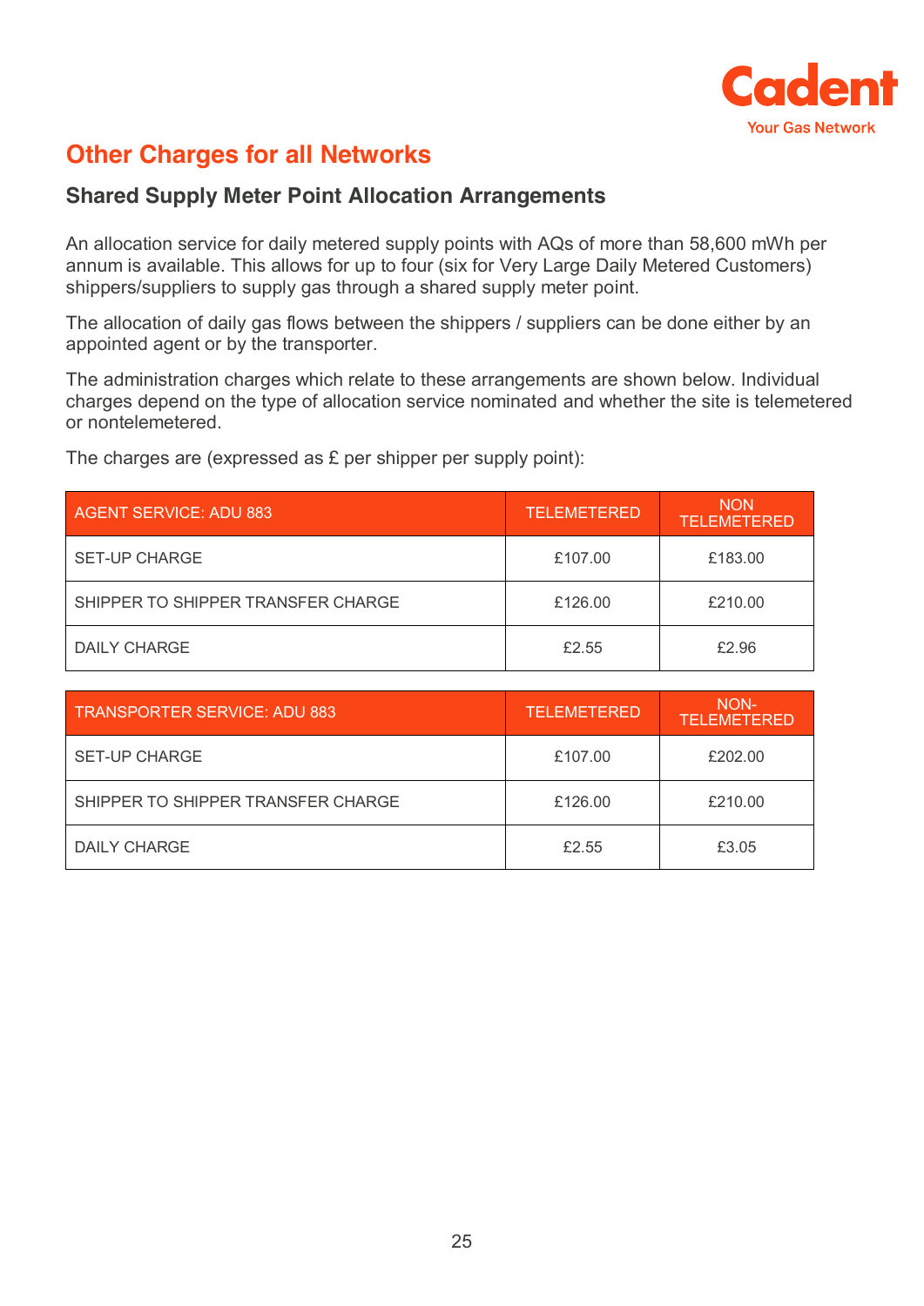## Other Charges for all Networks

### Shared Supply Meter Point Allocation Arrangements

An allocation service for daily metered supply points with AQs of more than 58,600 mWh per annum is available. This allows for up to four (six for Very Large Daily Metered Customers) shippers/suppliers to supply gas through a shared supply meter point.

The allocation of daily gas flows between the shippers / suppliers can be done either by an appointed agent or by the transporter.

The administration charges which relate to these arrangements are shown below. Individual charges depend on the type of allocation service nominated and whether the site is telemetered or nontelemetered.

The charges are (expressed as £ per shipper per supply point):

| AGENT SERVICE: ADU 883 | TELEMETERED | NON TELEMETERED |
|---|---|---|
| SET-UP CHARGE | £107.00 | £183.00 |
| SHIPPER TO SHIPPER TRANSFER CHARGE | £126.00 | £210.00 |
| DAILY CHARGE | £2.55 | £2.96 |

| TRANSPORTER SERVICE: ADU 883 | TELEMETERED | NON-TELEMETERED |
|---|---|---|
| SET-UP CHARGE | £107.00 | £202.00 |
| SHIPPER TO SHIPPER TRANSFER CHARGE | £126.00 | £210.00 |
| DAILY CHARGE | £2.55 | £3.05 |